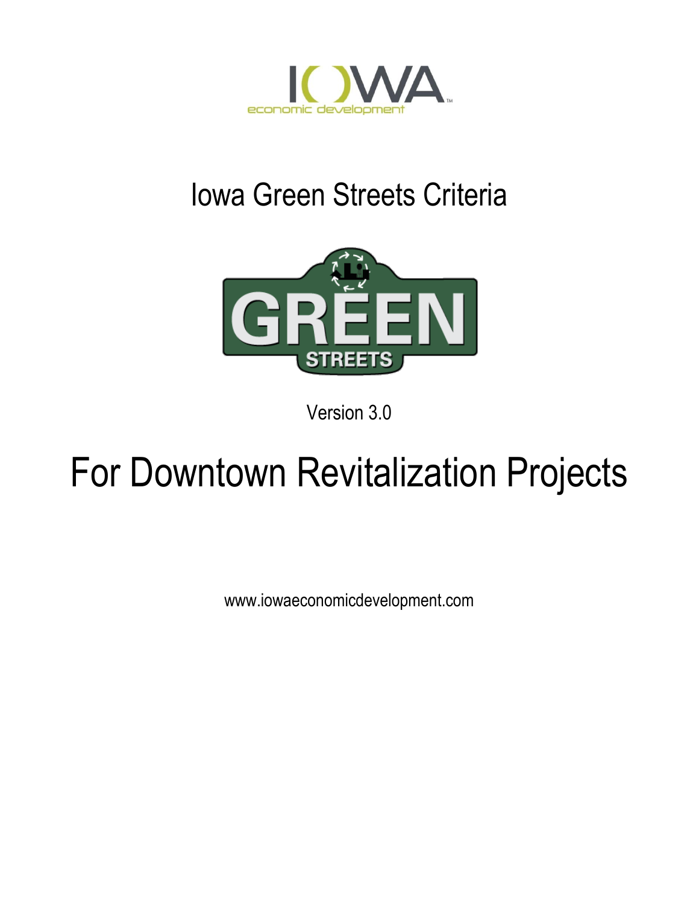IOWA economic development

# Iowa Green Streets Criteria

GREEN STREETS

Version 3.0

# For Downtown Revitalization Projects

www.iowaeconomicdevelopment.com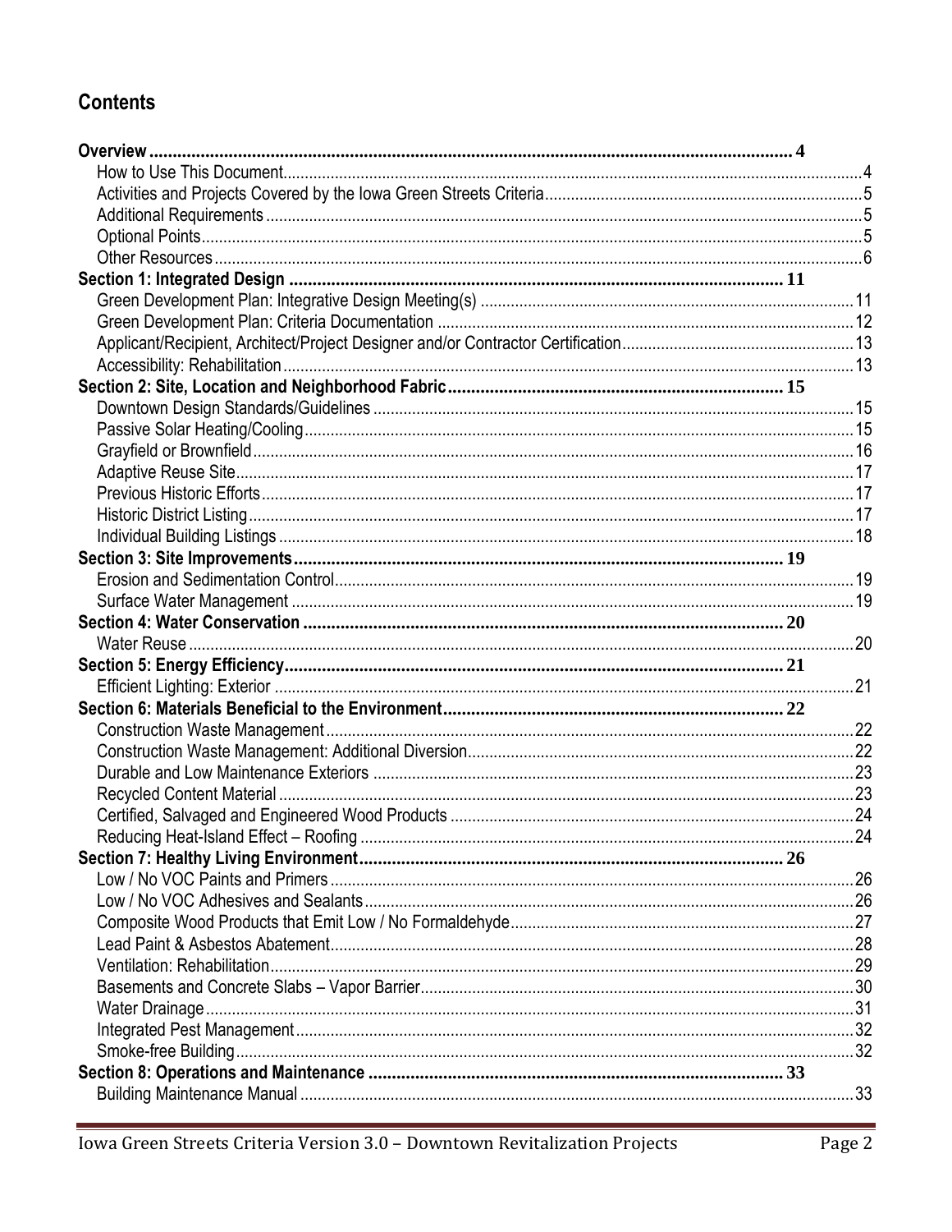## Contents

**Overview** .......... **4**
- How to Use This Document .......... 4
- Activities and Projects Covered by the Iowa Green Streets Criteria .......... 5
- Additional Requirements .......... 5
- Optional Points .......... 5
- Other Resources .......... 6

**Section 1: Integrated Design** .......... **11**
- Green Development Plan: Integrative Design Meeting(s) .......... 11
- Green Development Plan: Criteria Documentation .......... 12
- Applicant/Recipient, Architect/Project Designer and/or Contractor Certification .......... 13
- Accessibility: Rehabilitation .......... 13

**Section 2: Site, Location and Neighborhood Fabric** .......... **15**
- Downtown Design Standards/Guidelines .......... 15
- Passive Solar Heating/Cooling .......... 15
- Grayfield or Brownfield .......... 16
- Adaptive Reuse Site .......... 17
- Previous Historic Efforts .......... 17
- Historic District Listing .......... 17
- Individual Building Listings .......... 18

**Section 3: Site Improvements** .......... **19**
- Erosion and Sedimentation Control .......... 19
- Surface Water Management .......... 19

**Section 4: Water Conservation** .......... **20**
- Water Reuse .......... 20

**Section 5: Energy Efficiency** .......... **21**
- Efficient Lighting: Exterior .......... 21

**Section 6: Materials Beneficial to the Environment** .......... **22**
- Construction Waste Management .......... 22
- Construction Waste Management: Additional Diversion .......... 22
- Durable and Low Maintenance Exteriors .......... 23
- Recycled Content Material .......... 23
- Certified, Salvaged and Engineered Wood Products .......... 24
- Reducing Heat-Island Effect – Roofing .......... 24

**Section 7: Healthy Living Environment** .......... **26**
- Low / No VOC Paints and Primers .......... 26
- Low / No VOC Adhesives and Sealants .......... 26
- Composite Wood Products that Emit Low / No Formaldehyde .......... 27
- Lead Paint & Asbestos Abatement .......... 28
- Ventilation: Rehabilitation .......... 29
- Basements and Concrete Slabs – Vapor Barrier .......... 30
- Water Drainage .......... 31
- Integrated Pest Management .......... 32
- Smoke-free Building .......... 32

**Section 8: Operations and Maintenance** .......... **33**
- Building Maintenance Manual .......... 33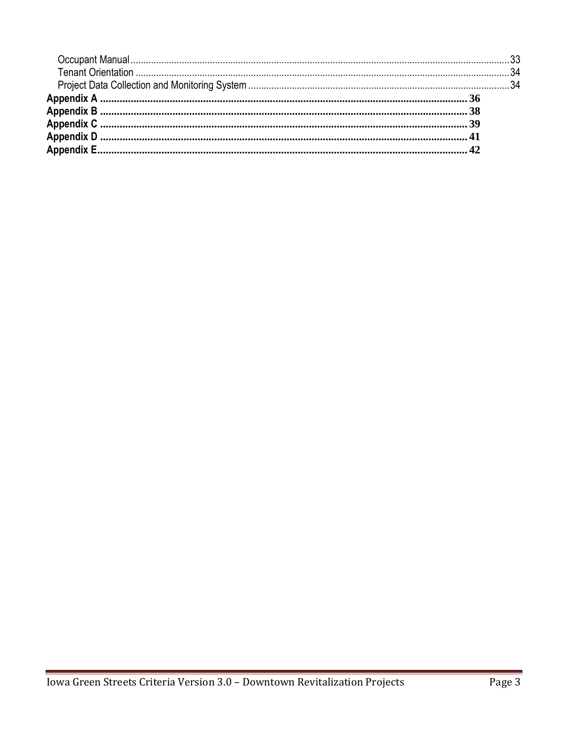Occupant Manual ........................................................................................................................................ 33
Tenant Orientation ..................................................................................................................................... 34
Project Data Collection and Monitoring System ......................................................................................... 34

**Appendix A ............................................................................................................................. 36**
**Appendix B ............................................................................................................................. 38**
**Appendix C ............................................................................................................................. 39**
**Appendix D ............................................................................................................................. 41**
**Appendix E............................................................................................................................. 42**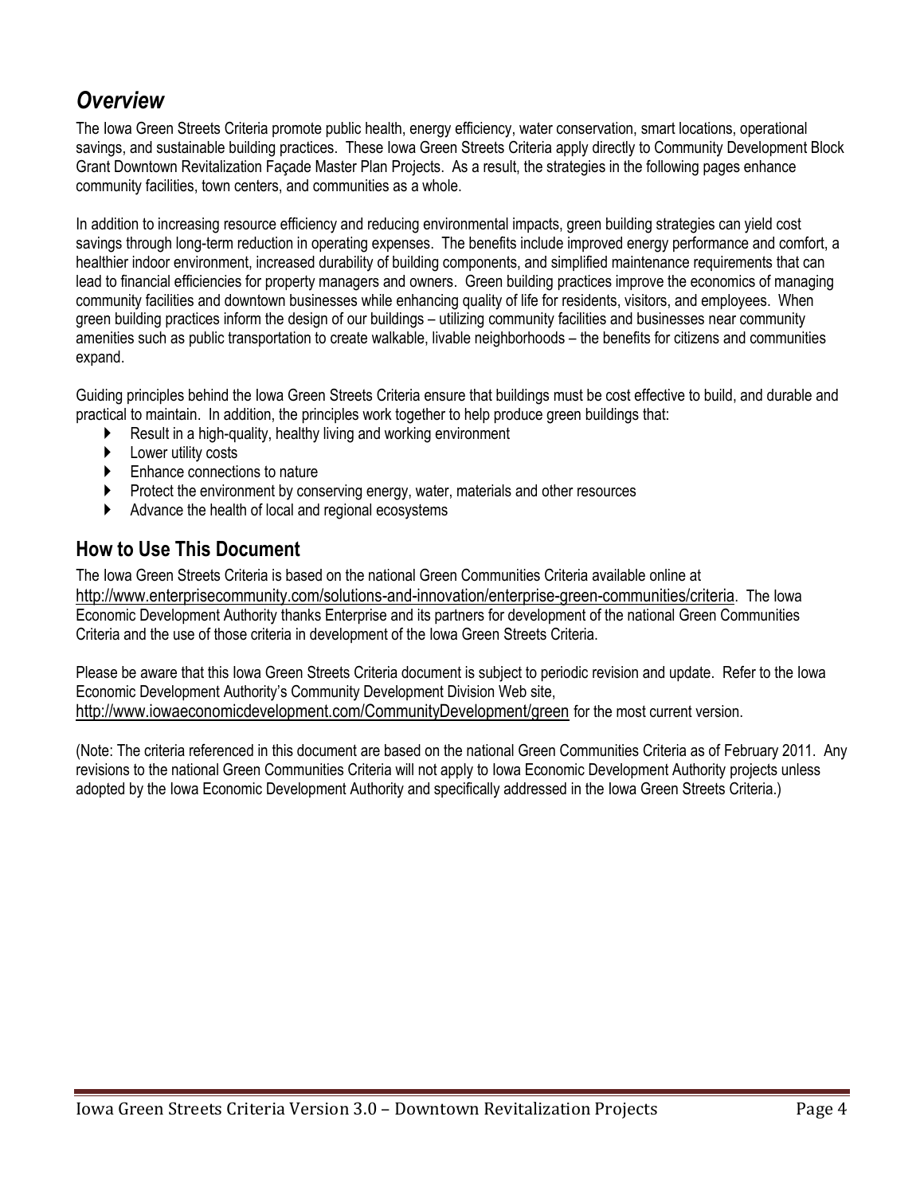## *Overview*

The Iowa Green Streets Criteria promote public health, energy efficiency, water conservation, smart locations, operational savings, and sustainable building practices. These Iowa Green Streets Criteria apply directly to Community Development Block Grant Downtown Revitalization Façade Master Plan Projects. As a result, the strategies in the following pages enhance community facilities, town centers, and communities as a whole.

In addition to increasing resource efficiency and reducing environmental impacts, green building strategies can yield cost savings through long-term reduction in operating expenses. The benefits include improved energy performance and comfort, a healthier indoor environment, increased durability of building components, and simplified maintenance requirements that can lead to financial efficiencies for property managers and owners. Green building practices improve the economics of managing community facilities and downtown businesses while enhancing quality of life for residents, visitors, and employees. When green building practices inform the design of our buildings – utilizing community facilities and businesses near community amenities such as public transportation to create walkable, livable neighborhoods – the benefits for citizens and communities expand.

Guiding principles behind the Iowa Green Streets Criteria ensure that buildings must be cost effective to build, and durable and practical to maintain. In addition, the principles work together to help produce green buildings that:

- Result in a high-quality, healthy living and working environment
- Lower utility costs
- Enhance connections to nature
- Protect the environment by conserving energy, water, materials and other resources
- Advance the health of local and regional ecosystems

## How to Use This Document

The Iowa Green Streets Criteria is based on the national Green Communities Criteria available online at http://www.enterprisecommunity.com/solutions-and-innovation/enterprise-green-communities/criteria. The Iowa Economic Development Authority thanks Enterprise and its partners for development of the national Green Communities Criteria and the use of those criteria in development of the Iowa Green Streets Criteria.

Please be aware that this Iowa Green Streets Criteria document is subject to periodic revision and update. Refer to the Iowa Economic Development Authority's Community Development Division Web site, http://www.iowaeconomicdevelopment.com/CommunityDevelopment/green for the most current version.

(Note: The criteria referenced in this document are based on the national Green Communities Criteria as of February 2011. Any revisions to the national Green Communities Criteria will not apply to Iowa Economic Development Authority projects unless adopted by the Iowa Economic Development Authority and specifically addressed in the Iowa Green Streets Criteria.)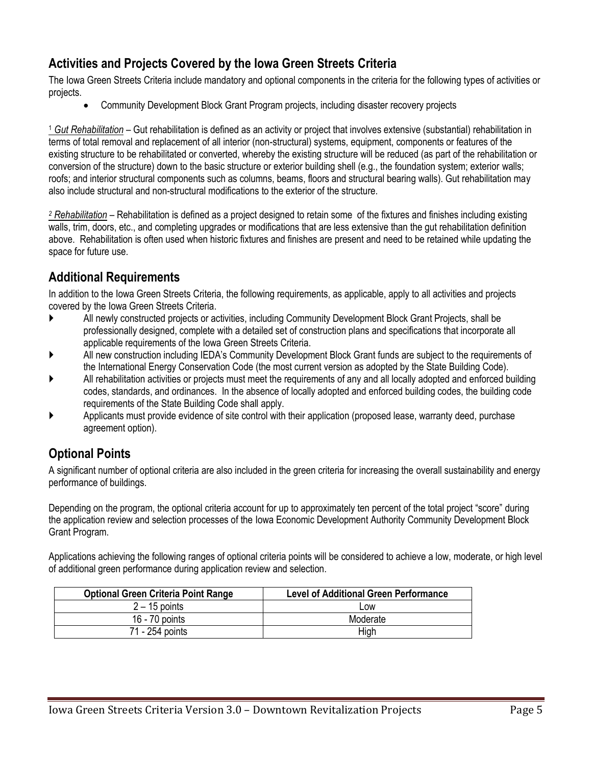## Activities and Projects Covered by the Iowa Green Streets Criteria

The Iowa Green Streets Criteria include mandatory and optional components in the criteria for the following types of activities or projects.

- Community Development Block Grant Program projects, including disaster recovery projects

[1] *Gut Rehabilitation* – Gut rehabilitation is defined as an activity or project that involves extensive (substantial) rehabilitation in terms of total removal and replacement of all interior (non-structural) systems, equipment, components or features of the existing structure to be rehabilitated or converted, whereby the existing structure will be reduced (as part of the rehabilitation or conversion of the structure) down to the basic structure or exterior building shell (e.g., the foundation system; exterior walls; roofs; and interior structural components such as columns, beams, floors and structural bearing walls). Gut rehabilitation may also include structural and non-structural modifications to the exterior of the structure.

[2] *Rehabilitation* – Rehabilitation is defined as a project designed to retain some of the fixtures and finishes including existing walls, trim, doors, etc., and completing upgrades or modifications that are less extensive than the gut rehabilitation definition above. Rehabilitation is often used when historic fixtures and finishes are present and need to be retained while updating the space for future use.

## Additional Requirements

In addition to the Iowa Green Streets Criteria, the following requirements, as applicable, apply to all activities and projects covered by the Iowa Green Streets Criteria.

- All newly constructed projects or activities, including Community Development Block Grant Projects, shall be professionally designed, complete with a detailed set of construction plans and specifications that incorporate all applicable requirements of the Iowa Green Streets Criteria.
- All new construction including IEDA's Community Development Block Grant funds are subject to the requirements of the International Energy Conservation Code (the most current version as adopted by the State Building Code).
- All rehabilitation activities or projects must meet the requirements of any and all locally adopted and enforced building codes, standards, and ordinances. In the absence of locally adopted and enforced building codes, the building code requirements of the State Building Code shall apply.
- Applicants must provide evidence of site control with their application (proposed lease, warranty deed, purchase agreement option).

## Optional Points

A significant number of optional criteria are also included in the green criteria for increasing the overall sustainability and energy performance of buildings.

Depending on the program, the optional criteria account for up to approximately ten percent of the total project "score" during the application review and selection processes of the Iowa Economic Development Authority Community Development Block Grant Program.

Applications achieving the following ranges of optional criteria points will be considered to achieve a low, moderate, or high level of additional green performance during application review and selection.

| Optional Green Criteria Point Range | Level of Additional Green Performance |
|---|---|
| 2 – 15 points | Low |
| 16 - 70 points | Moderate |
| 71 - 254 points | High |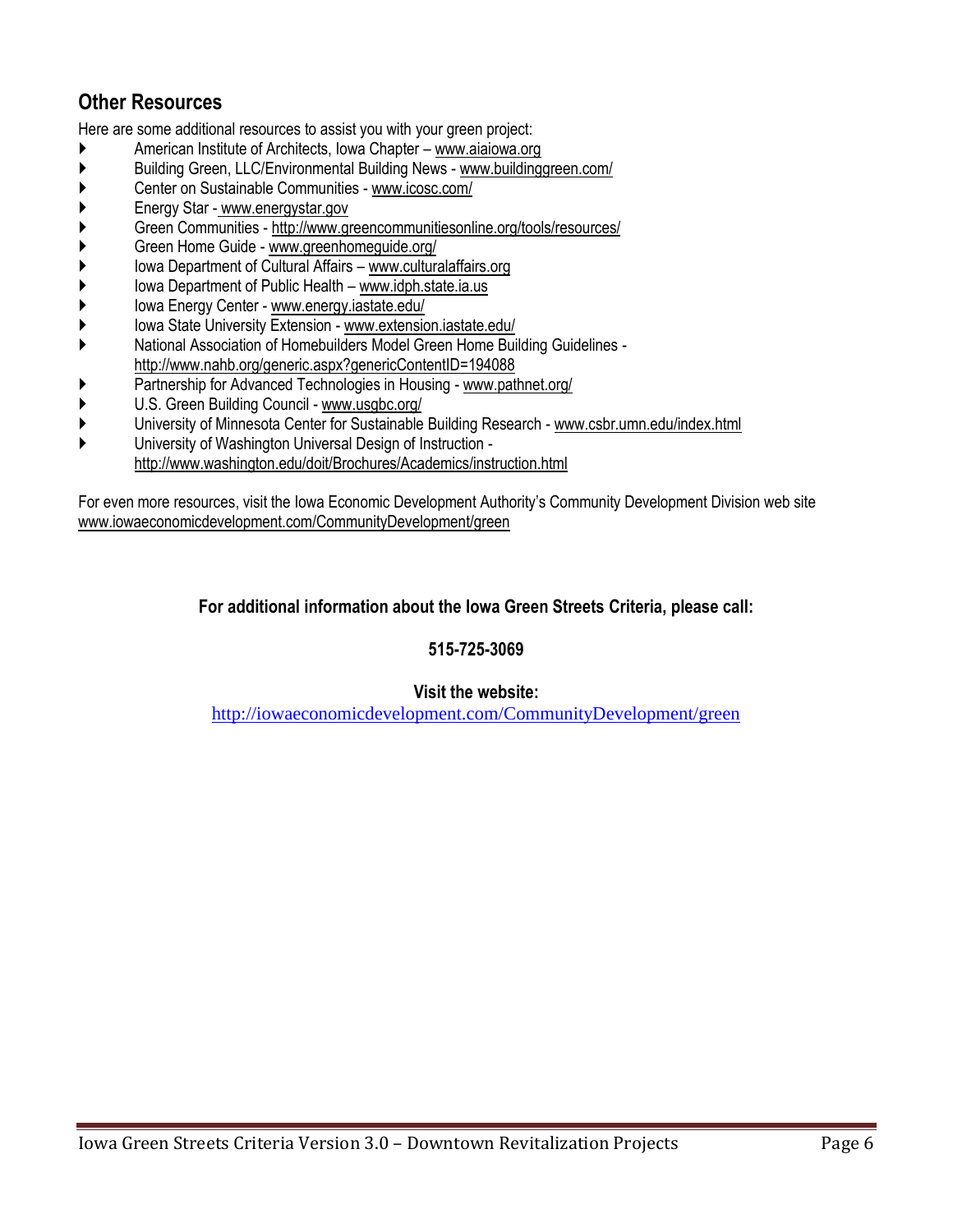## Other Resources

Here are some additional resources to assist you with your green project:

- American Institute of Architects, Iowa Chapter – www.aiaiowa.org
- Building Green, LLC/Environmental Building News - www.buildinggreen.com/
- Center on Sustainable Communities - www.icosc.com/
- Energy Star - www.energystar.gov
- Green Communities - http://www.greencommunitiesonline.org/tools/resources/
- Green Home Guide - www.greenhomeguide.org/
- Iowa Department of Cultural Affairs – www.culturalaffairs.org
- Iowa Department of Public Health – www.idph.state.ia.us
- Iowa Energy Center - www.energy.iastate.edu/
- Iowa State University Extension - www.extension.iastate.edu/
- National Association of Homebuilders Model Green Home Building Guidelines - http://www.nahb.org/generic.aspx?genericContentID=194088
- Partnership for Advanced Technologies in Housing - www.pathnet.org/
- U.S. Green Building Council - www.usgbc.org/
- University of Minnesota Center for Sustainable Building Research - www.csbr.umn.edu/index.html
- University of Washington Universal Design of Instruction - http://www.washington.edu/doit/Brochures/Academics/instruction.html

For even more resources, visit the Iowa Economic Development Authority's Community Development Division web site www.iowaeconomicdevelopment.com/CommunityDevelopment/green

**For additional information about the Iowa Green Streets Criteria, please call:**

**515-725-3069**

**Visit the website:**

http://iowaeconomicdevelopment.com/CommunityDevelopment/green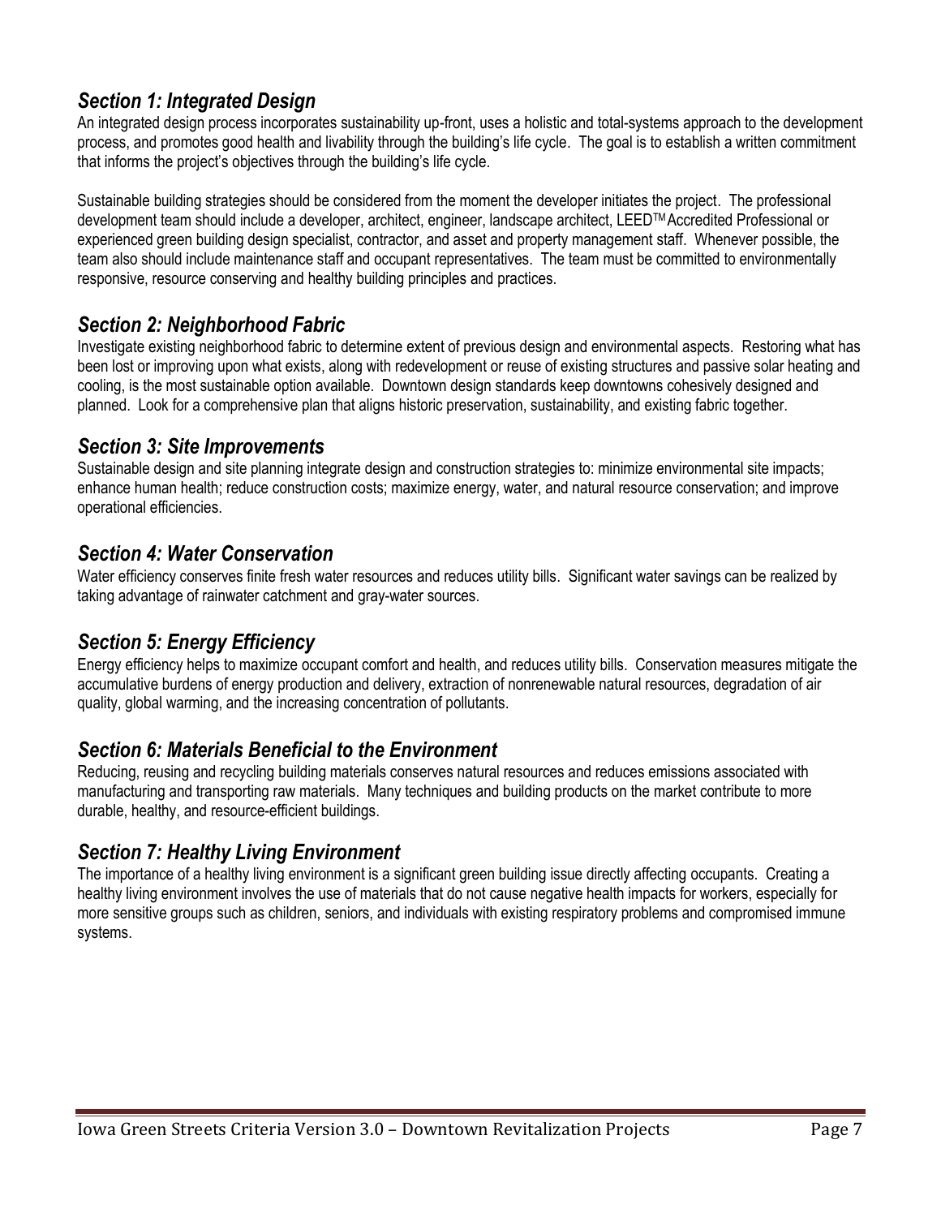## *Section 1: Integrated Design*

An integrated design process incorporates sustainability up-front, uses a holistic and total-systems approach to the development process, and promotes good health and livability through the building's life cycle. The goal is to establish a written commitment that informs the project's objectives through the building's life cycle.

Sustainable building strategies should be considered from the moment the developer initiates the project. The professional development team should include a developer, architect, engineer, landscape architect, LEED™ Accredited Professional or experienced green building design specialist, contractor, and asset and property management staff. Whenever possible, the team also should include maintenance staff and occupant representatives. The team must be committed to environmentally responsive, resource conserving and healthy building principles and practices.

## *Section 2: Neighborhood Fabric*

Investigate existing neighborhood fabric to determine extent of previous design and environmental aspects. Restoring what has been lost or improving upon what exists, along with redevelopment or reuse of existing structures and passive solar heating and cooling, is the most sustainable option available. Downtown design standards keep downtowns cohesively designed and planned. Look for a comprehensive plan that aligns historic preservation, sustainability, and existing fabric together.

## *Section 3: Site Improvements*

Sustainable design and site planning integrate design and construction strategies to: minimize environmental site impacts; enhance human health; reduce construction costs; maximize energy, water, and natural resource conservation; and improve operational efficiencies.

## *Section 4: Water Conservation*

Water efficiency conserves finite fresh water resources and reduces utility bills. Significant water savings can be realized by taking advantage of rainwater catchment and gray-water sources.

## *Section 5: Energy Efficiency*

Energy efficiency helps to maximize occupant comfort and health, and reduces utility bills. Conservation measures mitigate the accumulative burdens of energy production and delivery, extraction of nonrenewable natural resources, degradation of air quality, global warming, and the increasing concentration of pollutants.

## *Section 6: Materials Beneficial to the Environment*

Reducing, reusing and recycling building materials conserves natural resources and reduces emissions associated with manufacturing and transporting raw materials. Many techniques and building products on the market contribute to more durable, healthy, and resource-efficient buildings.

## *Section 7: Healthy Living Environment*

The importance of a healthy living environment is a significant green building issue directly affecting occupants. Creating a healthy living environment involves the use of materials that do not cause negative health impacts for workers, especially for more sensitive groups such as children, seniors, and individuals with existing respiratory problems and compromised immune systems.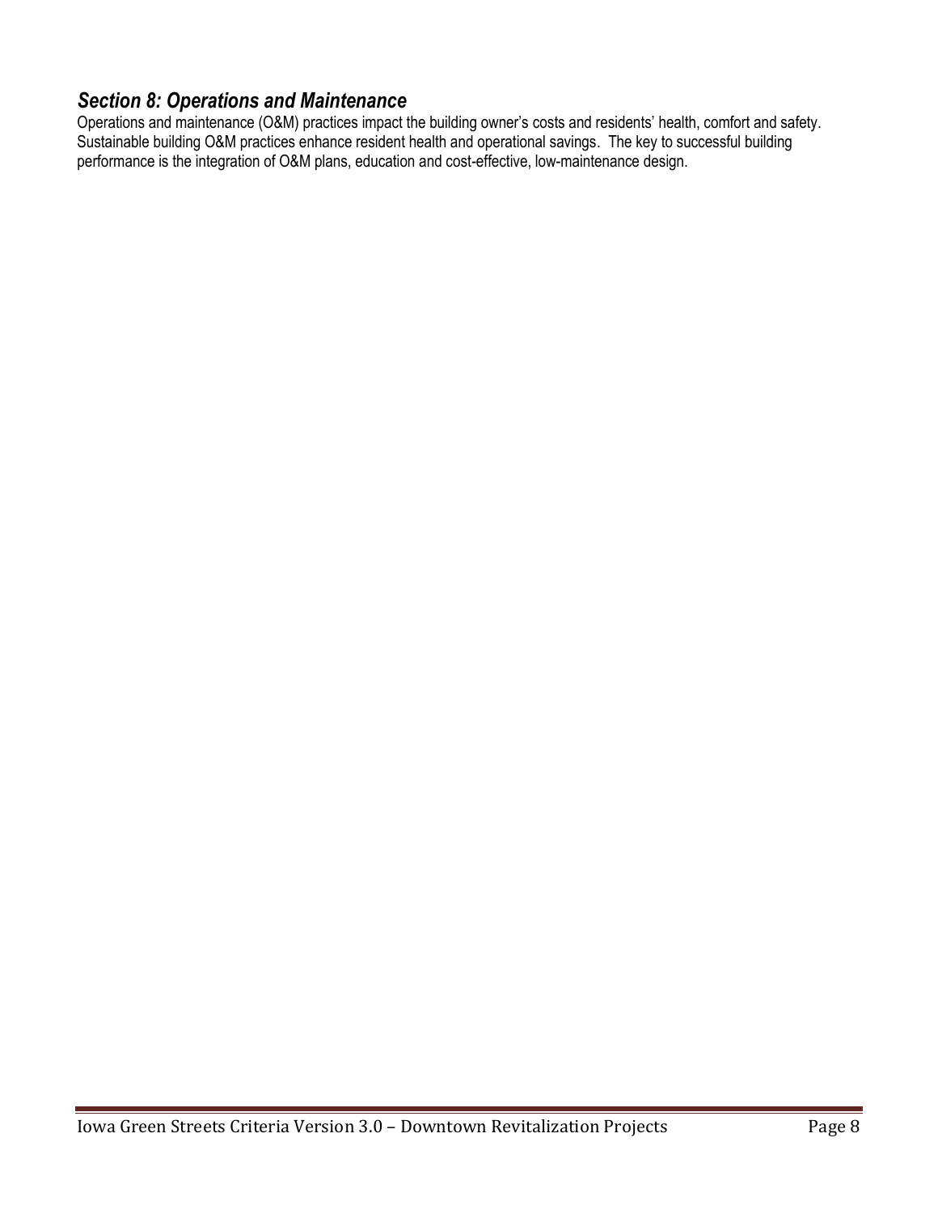## *Section 8: Operations and Maintenance*

Operations and maintenance (O&M) practices impact the building owner's costs and residents' health, comfort and safety. Sustainable building O&M practices enhance resident health and operational savings. The key to successful building performance is the integration of O&M plans, education and cost-effective, low-maintenance design.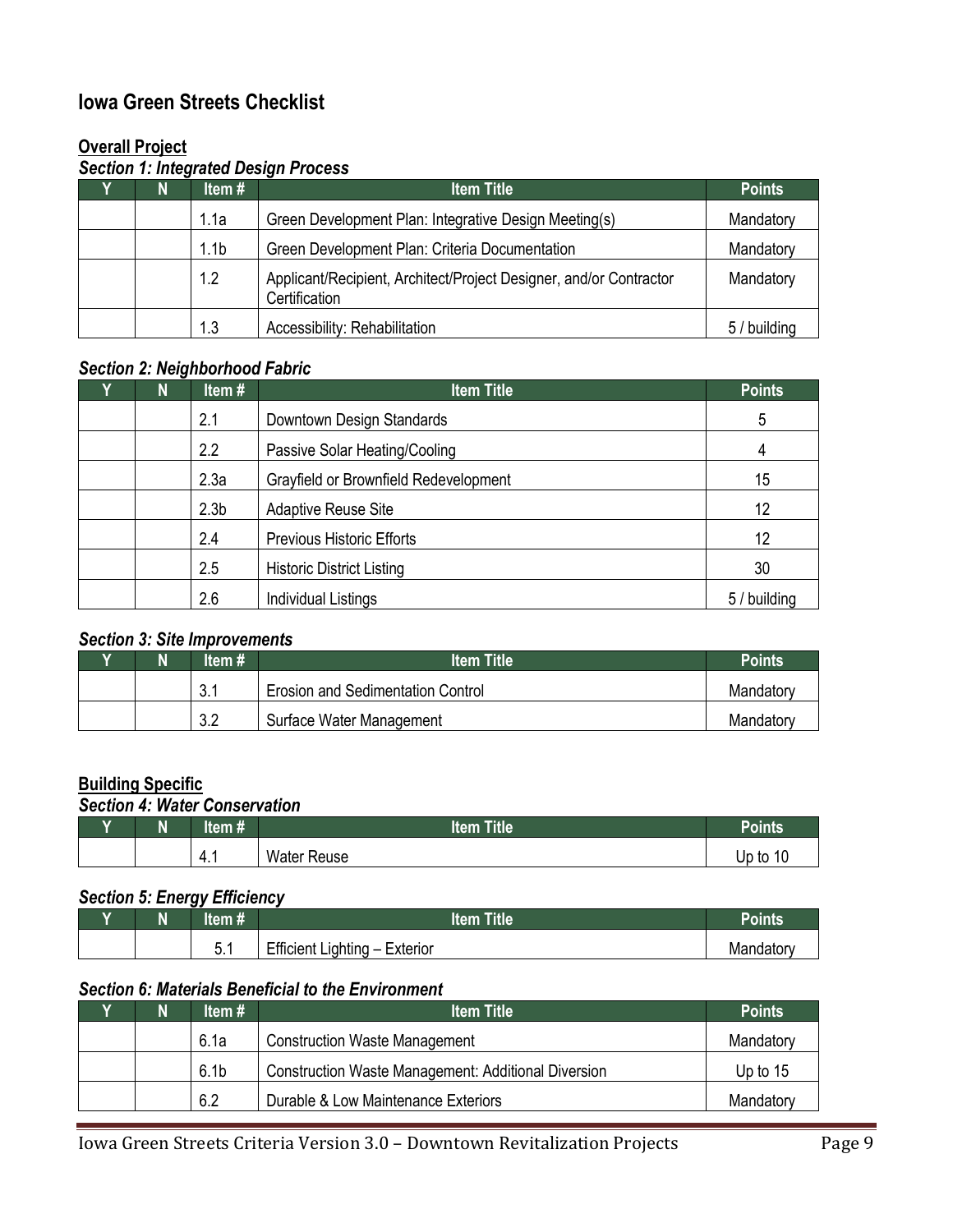## Iowa Green Streets Checklist

**Overall Project**

***Section 1: Integrated Design Process***

| Y | N | Item # | Item Title | Points |
|---|---|---|---|---|
| | | 1.1a | Green Development Plan: Integrative Design Meeting(s) | Mandatory |
| | | 1.1b | Green Development Plan: Criteria Documentation | Mandatory |
| | | 1.2 | Applicant/Recipient, Architect/Project Designer, and/or Contractor Certification | Mandatory |
| | | 1.3 | Accessibility: Rehabilitation | 5 / building |

***Section 2: Neighborhood Fabric***

| Y | N | Item # | Item Title | Points |
|---|---|---|---|---|
| | | 2.1 | Downtown Design Standards | 5 |
| | | 2.2 | Passive Solar Heating/Cooling | 4 |
| | | 2.3a | Grayfield or Brownfield Redevelopment | 15 |
| | | 2.3b | Adaptive Reuse Site | 12 |
| | | 2.4 | Previous Historic Efforts | 12 |
| | | 2.5 | Historic District Listing | 30 |
| | | 2.6 | Individual Listings | 5 / building |

***Section 3: Site Improvements***

| Y | N | Item # | Item Title | Points |
|---|---|---|---|---|
| | | 3.1 | Erosion and Sedimentation Control | Mandatory |
| | | 3.2 | Surface Water Management | Mandatory |

**Building Specific**

***Section 4: Water Conservation***

| Y | N | Item # | Item Title | Points |
|---|---|---|---|---|
| | | 4.1 | Water Reuse | Up to 10 |

***Section 5: Energy Efficiency***

| Y | N | Item # | Item Title | Points |
|---|---|---|---|---|
| | | 5.1 | Efficient Lighting – Exterior | Mandatory |

***Section 6: Materials Beneficial to the Environment***

| Y | N | Item # | Item Title | Points |
|---|---|---|---|---|
| | | 6.1a | Construction Waste Management | Mandatory |
| | | 6.1b | Construction Waste Management: Additional Diversion | Up to 15 |
| | | 6.2 | Durable & Low Maintenance Exteriors | Mandatory |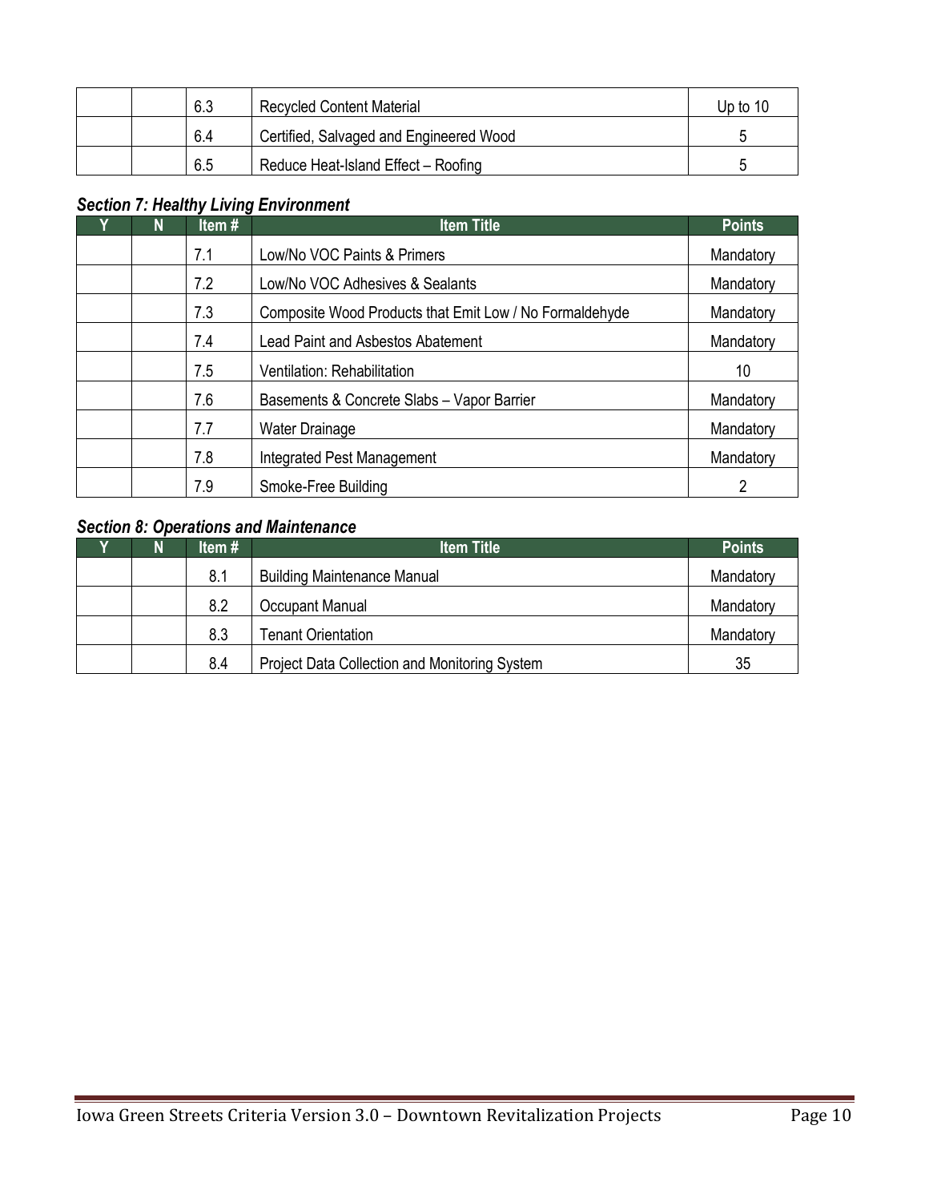| Y | N | Item # | Item Title | Points |
|---|---|---|---|---|
| | | 6.3 | Recycled Content Material | Up to 10 |
| | | 6.4 | Certified, Salvaged and Engineered Wood | 5 |
| | | 6.5 | Reduce Heat-Island Effect – Roofing | 5 |

### *Section 7: Healthy Living Environment*

| Y | N | Item # | Item Title | Points |
|---|---|---|---|---|
| | | 7.1 | Low/No VOC Paints & Primers | Mandatory |
| | | 7.2 | Low/No VOC Adhesives & Sealants | Mandatory |
| | | 7.3 | Composite Wood Products that Emit Low / No Formaldehyde | Mandatory |
| | | 7.4 | Lead Paint and Asbestos Abatement | Mandatory |
| | | 7.5 | Ventilation: Rehabilitation | 10 |
| | | 7.6 | Basements & Concrete Slabs – Vapor Barrier | Mandatory |
| | | 7.7 | Water Drainage | Mandatory |
| | | 7.8 | Integrated Pest Management | Mandatory |
| | | 7.9 | Smoke-Free Building | 2 |

### *Section 8: Operations and Maintenance*

| Y | N | Item # | Item Title | Points |
|---|---|---|---|---|
| | | 8.1 | Building Maintenance Manual | Mandatory |
| | | 8.2 | Occupant Manual | Mandatory |
| | | 8.3 | Tenant Orientation | Mandatory |
| | | 8.4 | Project Data Collection and Monitoring System | 35 |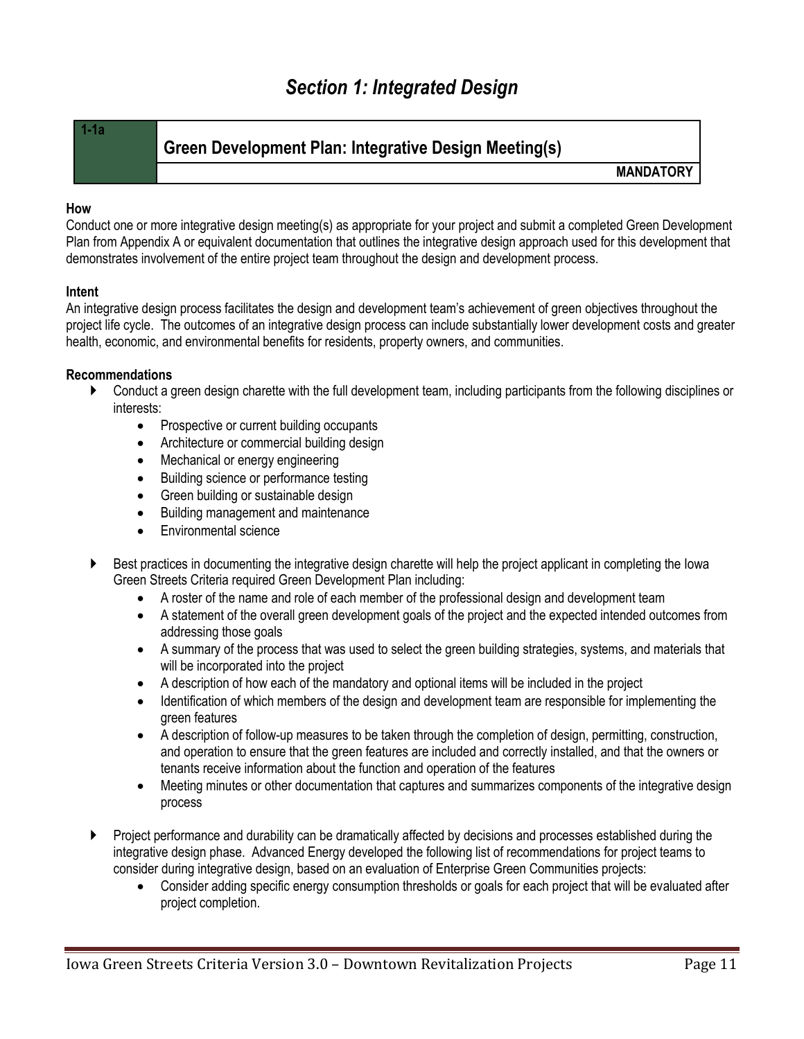# *Section 1: Integrated Design*

| 1-1a | Green Development Plan: Integrative Design Meeting(s) |
| --- | --- |
| | **MANDATORY** |

**How**

Conduct one or more integrative design meeting(s) as appropriate for your project and submit a completed Green Development Plan from Appendix A or equivalent documentation that outlines the integrative design approach used for this development that demonstrates involvement of the entire project team throughout the design and development process.

**Intent**

An integrative design process facilitates the design and development team's achievement of green objectives throughout the project life cycle. The outcomes of an integrative design process can include substantially lower development costs and greater health, economic, and environmental benefits for residents, property owners, and communities.

**Recommendations**

- Conduct a green design charette with the full development team, including participants from the following disciplines or interests:
  - Prospective or current building occupants
  - Architecture or commercial building design
  - Mechanical or energy engineering
  - Building science or performance testing
  - Green building or sustainable design
  - Building management and maintenance
  - Environmental science
- Best practices in documenting the integrative design charette will help the project applicant in completing the Iowa Green Streets Criteria required Green Development Plan including:
  - A roster of the name and role of each member of the professional design and development team
  - A statement of the overall green development goals of the project and the expected intended outcomes from addressing those goals
  - A summary of the process that was used to select the green building strategies, systems, and materials that will be incorporated into the project
  - A description of how each of the mandatory and optional items will be included in the project
  - Identification of which members of the design and development team are responsible for implementing the green features
  - A description of follow-up measures to be taken through the completion of design, permitting, construction, and operation to ensure that the green features are included and correctly installed, and that the owners or tenants receive information about the function and operation of the features
  - Meeting minutes or other documentation that captures and summarizes components of the integrative design process
- Project performance and durability can be dramatically affected by decisions and processes established during the integrative design phase. Advanced Energy developed the following list of recommendations for project teams to consider during integrative design, based on an evaluation of Enterprise Green Communities projects:
  - Consider adding specific energy consumption thresholds or goals for each project that will be evaluated after project completion.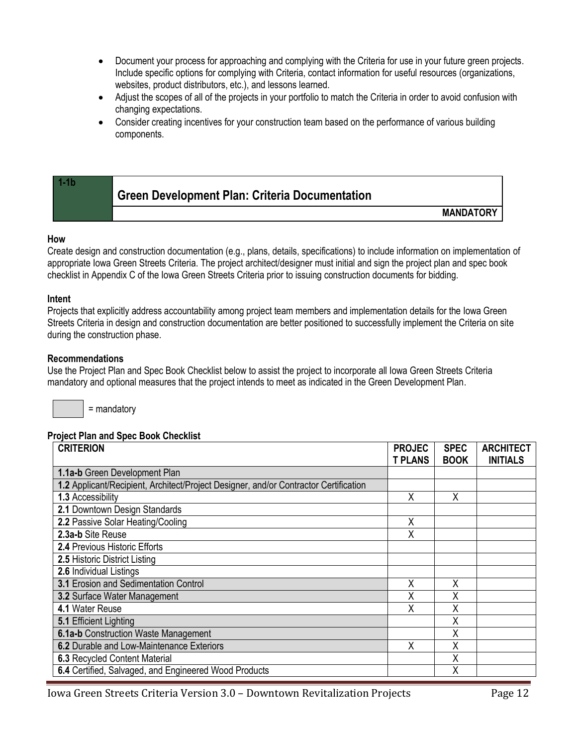- Document your process for approaching and complying with the Criteria for use in your future green projects. Include specific options for complying with Criteria, contact information for useful resources (organizations, websites, product distributors, etc.), and lessons learned.
- Adjust the scopes of all of the projects in your portfolio to match the Criteria in order to avoid confusion with changing expectations.
- Consider creating incentives for your construction team based on the performance of various building components.

| 1-1b | Green Development Plan: Criteria Documentation |
|---|---|
| | **MANDATORY** |

**How**

Create design and construction documentation (e.g., plans, details, specifications) to include information on implementation of appropriate Iowa Green Streets Criteria. The project architect/designer must initial and sign the project plan and spec book checklist in Appendix C of the Iowa Green Streets Criteria prior to issuing construction documents for bidding.

**Intent**

Projects that explicitly address accountability among project team members and implementation details for the Iowa Green Streets Criteria in design and construction documentation are better positioned to successfully implement the Criteria on site during the construction phase.

**Recommendations**

Use the Project Plan and Spec Book Checklist below to assist the project to incorporate all Iowa Green Streets Criteria mandatory and optional measures that the project intends to meet as indicated in the Green Development Plan.

[shaded box] = mandatory

**Project Plan and Spec Book Checklist**

| CRITERION | PROJECT PLANS | SPEC BOOK | ARCHITECT INITIALS |
|---|---|---|---|
| **1.1a-b** Green Development Plan | | | |
| **1.2** Applicant/Recipient, Architect/Project Designer, and/or Contractor Certification | | | |
| **1.3** Accessibility | X | X | |
| **2.1** Downtown Design Standards | | | |
| **2.2** Passive Solar Heating/Cooling | X | | |
| **2.3a-b** Site Reuse | X | | |
| **2.4** Previous Historic Efforts | | | |
| **2.5** Historic District Listing | | | |
| **2.6** Individual Listings | | | |
| **3.1** Erosion and Sedimentation Control | X | X | |
| **3.2** Surface Water Management | X | X | |
| **4.1** Water Reuse | X | X | |
| **5.1** Efficient Lighting | | X | |
| **6.1a-b** Construction Waste Management | | X | |
| **6.2** Durable and Low-Maintenance Exteriors | X | X | |
| **6.3** Recycled Content Material | | X | |
| **6.4** Certified, Salvaged, and Engineered Wood Products | | X | |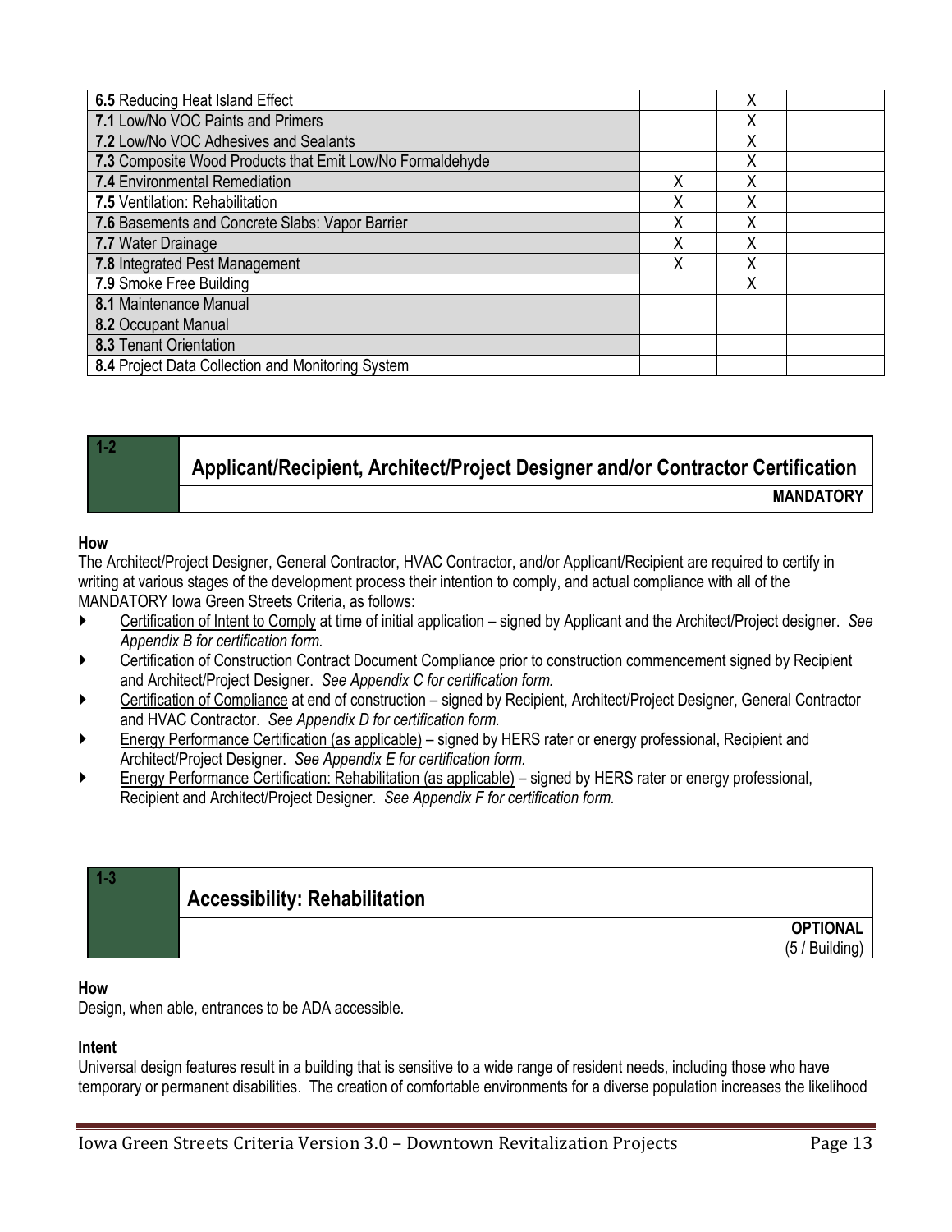| | | | |
|---|---|---|---|
| **6.5** Reducing Heat Island Effect | | X | |
| **7.1** Low/No VOC Paints and Primers | | X | |
| **7.2** Low/No VOC Adhesives and Sealants | | X | |
| **7.3** Composite Wood Products that Emit Low/No Formaldehyde | | X | |
| **7.4** Environmental Remediation | X | X | |
| **7.5** Ventilation: Rehabilitation | X | X | |
| **7.6** Basements and Concrete Slabs: Vapor Barrier | X | X | |
| **7.7** Water Drainage | X | X | |
| **7.8** Integrated Pest Management | X | X | |
| **7.9** Smoke Free Building | | X | |
| **8.1** Maintenance Manual | | | |
| **8.2** Occupant Manual | | | |
| **8.3** Tenant Orientation | | | |
| **8.4** Project Data Collection and Monitoring System | | | |

## 1-2 Applicant/Recipient, Architect/Project Designer and/or Contractor Certification

**MANDATORY**

**How**

The Architect/Project Designer, General Contractor, HVAC Contractor, and/or Applicant/Recipient are required to certify in writing at various stages of the development process their intention to comply, and actual compliance with all of the MANDATORY Iowa Green Streets Criteria, as follows:

- Certification of Intent to Comply at time of initial application – signed by Applicant and the Architect/Project designer. *See Appendix B for certification form.*
- Certification of Construction Contract Document Compliance prior to construction commencement signed by Recipient and Architect/Project Designer. *See Appendix C for certification form.*
- Certification of Compliance at end of construction – signed by Recipient, Architect/Project Designer, General Contractor and HVAC Contractor. *See Appendix D for certification form.*
- Energy Performance Certification (as applicable) – signed by HERS rater or energy professional, Recipient and Architect/Project Designer. *See Appendix E for certification form.*
- Energy Performance Certification: Rehabilitation (as applicable) – signed by HERS rater or energy professional, Recipient and Architect/Project Designer. *See Appendix F for certification form.*

## 1-3 Accessibility: Rehabilitation

**OPTIONAL**
(5 / Building)

**How**

Design, when able, entrances to be ADA accessible.

**Intent**

Universal design features result in a building that is sensitive to a wide range of resident needs, including those who have temporary or permanent disabilities. The creation of comfortable environments for a diverse population increases the likelihood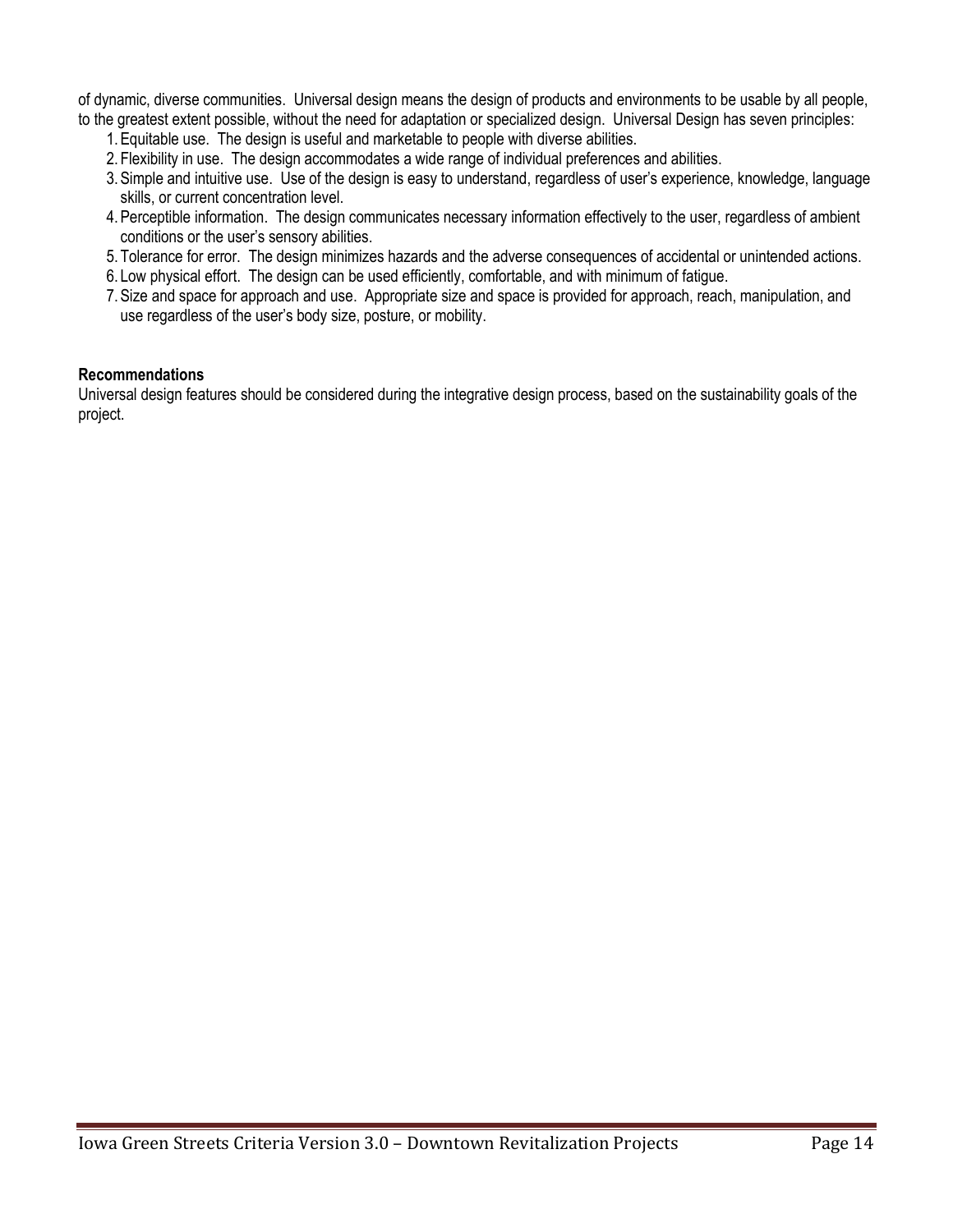of dynamic, diverse communities. Universal design means the design of products and environments to be usable by all people, to the greatest extent possible, without the need for adaptation or specialized design. Universal Design has seven principles:

1. Equitable use. The design is useful and marketable to people with diverse abilities.
2. Flexibility in use. The design accommodates a wide range of individual preferences and abilities.
3. Simple and intuitive use. Use of the design is easy to understand, regardless of user's experience, knowledge, language skills, or current concentration level.
4. Perceptible information. The design communicates necessary information effectively to the user, regardless of ambient conditions or the user's sensory abilities.
5. Tolerance for error. The design minimizes hazards and the adverse consequences of accidental or unintended actions.
6. Low physical effort. The design can be used efficiently, comfortable, and with minimum of fatigue.
7. Size and space for approach and use. Appropriate size and space is provided for approach, reach, manipulation, and use regardless of the user's body size, posture, or mobility.

**Recommendations**

Universal design features should be considered during the integrative design process, based on the sustainability goals of the project.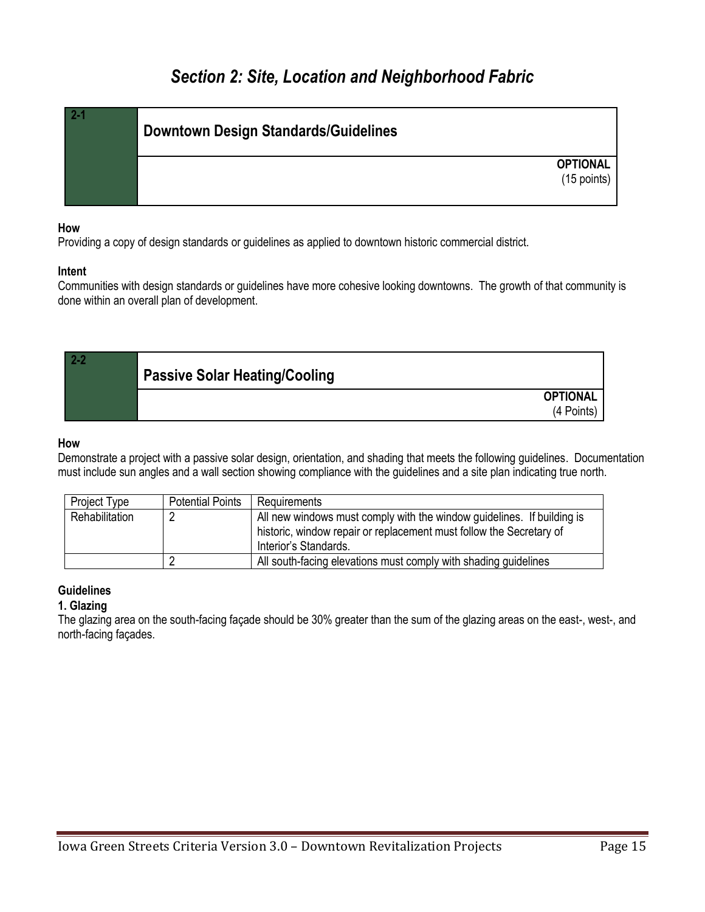# *Section 2: Site, Location and Neighborhood Fabric*

## 2-1 Downtown Design Standards/Guidelines

**OPTIONAL**
(15 points)

**How**
Providing a copy of design standards or guidelines as applied to downtown historic commercial district.

**Intent**
Communities with design standards or guidelines have more cohesive looking downtowns. The growth of that community is done within an overall plan of development.

## 2-2 Passive Solar Heating/Cooling

**OPTIONAL**
(4 Points)

**How**
Demonstrate a project with a passive solar design, orientation, and shading that meets the following guidelines. Documentation must include sun angles and a wall section showing compliance with the guidelines and a site plan indicating true north.

| Project Type | Potential Points | Requirements |
|---|---|---|
| Rehabilitation | 2 | All new windows must comply with the window guidelines. If building is historic, window repair or replacement must follow the Secretary of Interior's Standards. |
| | 2 | All south-facing elevations must comply with shading guidelines |

**Guidelines**

**1. Glazing**
The glazing area on the south-facing façade should be 30% greater than the sum of the glazing areas on the east-, west-, and north-facing façades.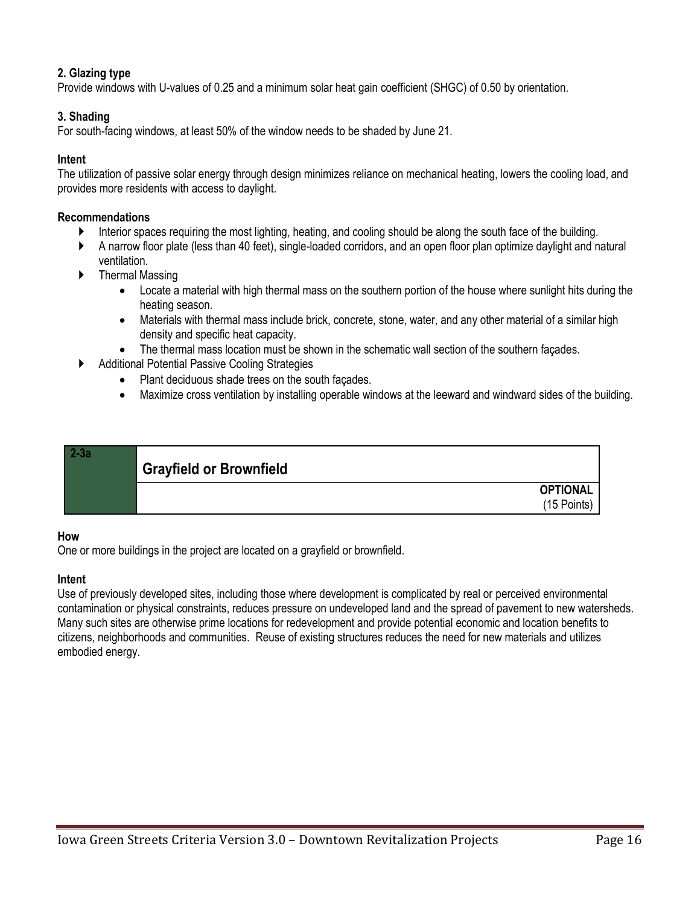**2. Glazing type**
Provide windows with U-values of 0.25 and a minimum solar heat gain coefficient (SHGC) of 0.50 by orientation.

**3. Shading**
For south-facing windows, at least 50% of the window needs to be shaded by June 21.

**Intent**
The utilization of passive solar energy through design minimizes reliance on mechanical heating, lowers the cooling load, and provides more residents with access to daylight.

**Recommendations**

- Interior spaces requiring the most lighting, heating, and cooling should be along the south face of the building.
- A narrow floor plate (less than 40 feet), single-loaded corridors, and an open floor plan optimize daylight and natural ventilation.
- Thermal Massing
  - Locate a material with high thermal mass on the southern portion of the house where sunlight hits during the heating season.
  - Materials with thermal mass include brick, concrete, stone, water, and any other material of a similar high density and specific heat capacity.
  - The thermal mass location must be shown in the schematic wall section of the southern façades.
- Additional Potential Passive Cooling Strategies
  - Plant deciduous shade trees on the south façades.
  - Maximize cross ventilation by installing operable windows at the leeward and windward sides of the building.

| 2-3a | Grayfield or Brownfield |
|---|---|
| | **OPTIONAL** (15 Points) |

**How**
One or more buildings in the project are located on a grayfield or brownfield.

**Intent**
Use of previously developed sites, including those where development is complicated by real or perceived environmental contamination or physical constraints, reduces pressure on undeveloped land and the spread of pavement to new watersheds. Many such sites are otherwise prime locations for redevelopment and provide potential economic and location benefits to citizens, neighborhoods and communities. Reuse of existing structures reduces the need for new materials and utilizes embodied energy.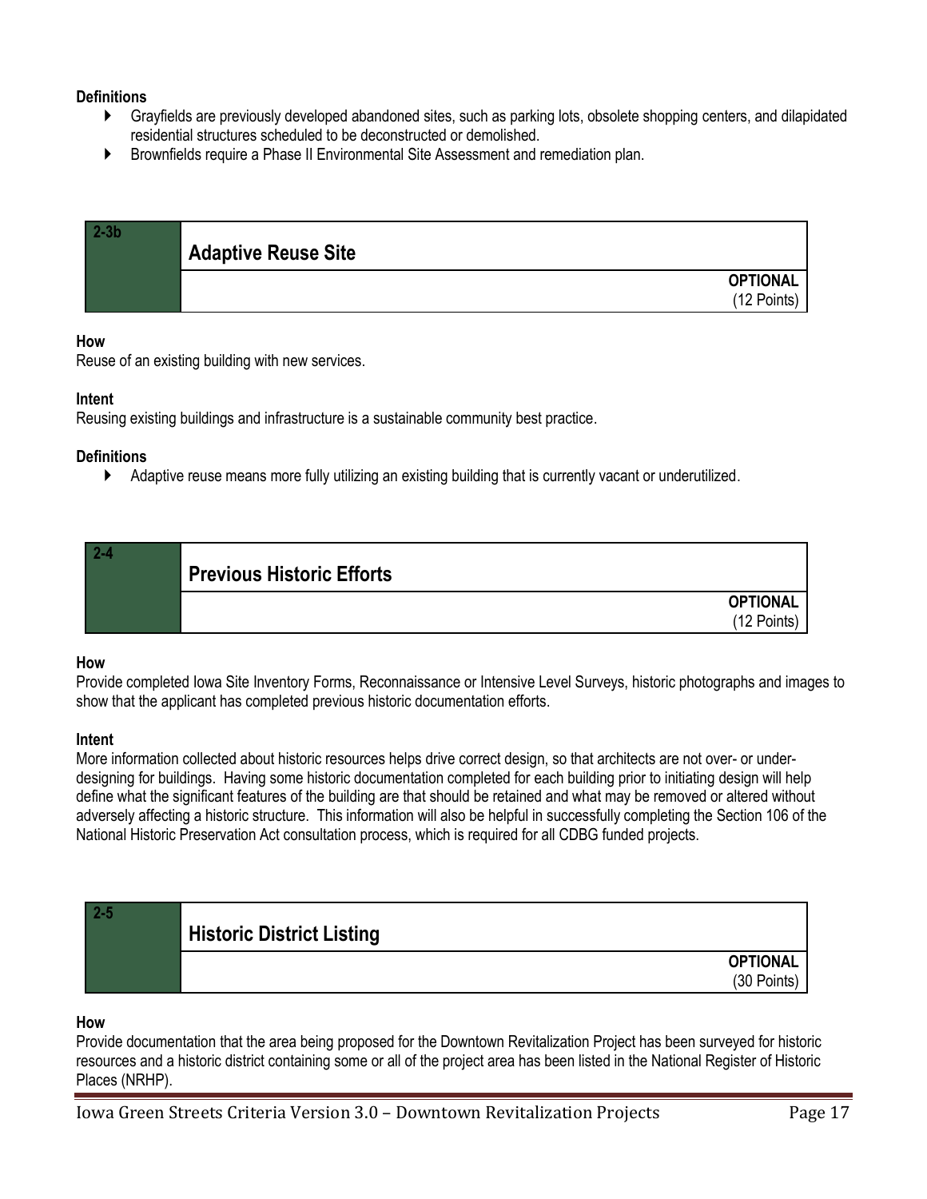**Definitions**

- Grayfields are previously developed abandoned sites, such as parking lots, obsolete shopping centers, and dilapidated residential structures scheduled to be deconstructed or demolished.
- Brownfields require a Phase II Environmental Site Assessment and remediation plan.

| 2-3b | Adaptive Reuse Site |
|---|---|
| | **OPTIONAL** (12 Points) |

**How**

Reuse of an existing building with new services.

**Intent**

Reusing existing buildings and infrastructure is a sustainable community best practice.

**Definitions**

- Adaptive reuse means more fully utilizing an existing building that is currently vacant or underutilized.

| 2-4 | Previous Historic Efforts |
|---|---|
| | **OPTIONAL** (12 Points) |

**How**

Provide completed Iowa Site Inventory Forms, Reconnaissance or Intensive Level Surveys, historic photographs and images to show that the applicant has completed previous historic documentation efforts.

**Intent**

More information collected about historic resources helps drive correct design, so that architects are not over- or under-designing for buildings. Having some historic documentation completed for each building prior to initiating design will help define what the significant features of the building are that should be retained and what may be removed or altered without adversely affecting a historic structure. This information will also be helpful in successfully completing the Section 106 of the National Historic Preservation Act consultation process, which is required for all CDBG funded projects.

| 2-5 | Historic District Listing |
|---|---|
| | **OPTIONAL** (30 Points) |

**How**

Provide documentation that the area being proposed for the Downtown Revitalization Project has been surveyed for historic resources and a historic district containing some or all of the project area has been listed in the National Register of Historic Places (NRHP).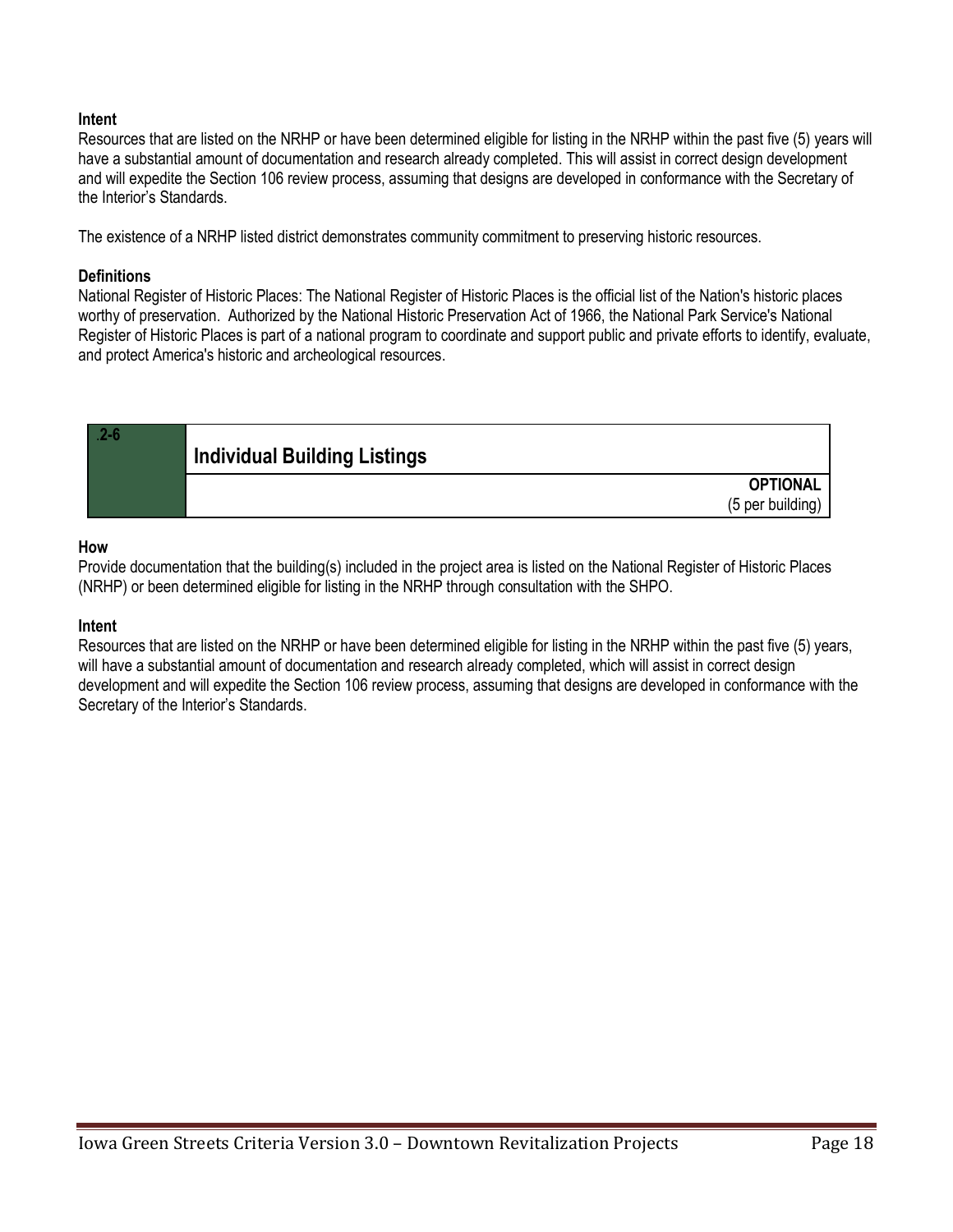**Intent**

Resources that are listed on the NRHP or have been determined eligible for listing in the NRHP within the past five (5) years will have a substantial amount of documentation and research already completed. This will assist in correct design development and will expedite the Section 106 review process, assuming that designs are developed in conformance with the Secretary of the Interior's Standards.

The existence of a NRHP listed district demonstrates community commitment to preserving historic resources.

**Definitions**

National Register of Historic Places: The National Register of Historic Places is the official list of the Nation's historic places worthy of preservation. Authorized by the National Historic Preservation Act of 1966, the National Park Service's National Register of Historic Places is part of a national program to coordinate and support public and private efforts to identify, evaluate, and protect America's historic and archeological resources.

| .2-6 | **Individual Building Listings** |
|---|---|
| | **OPTIONAL** (5 per building) |

**How**

Provide documentation that the building(s) included in the project area is listed on the National Register of Historic Places (NRHP) or been determined eligible for listing in the NRHP through consultation with the SHPO.

**Intent**

Resources that are listed on the NRHP or have been determined eligible for listing in the NRHP within the past five (5) years, will have a substantial amount of documentation and research already completed, which will assist in correct design development and will expedite the Section 106 review process, assuming that designs are developed in conformance with the Secretary of the Interior's Standards.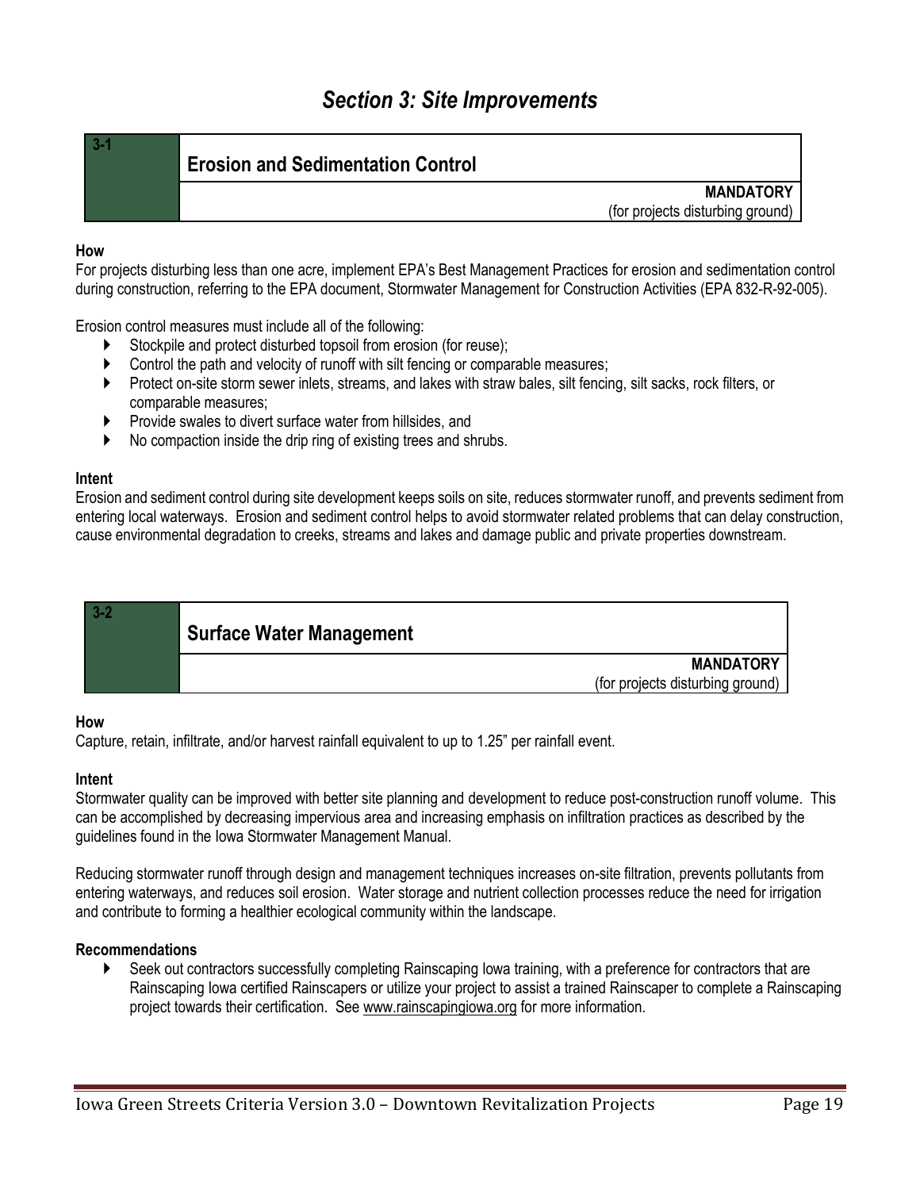# Section 3: Site Improvements

## 3-1 Erosion and Sedimentation Control

**MANDATORY**
(for projects disturbing ground)

**How**

For projects disturbing less than one acre, implement EPA's Best Management Practices for erosion and sedimentation control during construction, referring to the EPA document, Stormwater Management for Construction Activities (EPA 832-R-92-005).

Erosion control measures must include all of the following:

- Stockpile and protect disturbed topsoil from erosion (for reuse);
- Control the path and velocity of runoff with silt fencing or comparable measures;
- Protect on-site storm sewer inlets, streams, and lakes with straw bales, silt fencing, silt sacks, rock filters, or comparable measures;
- Provide swales to divert surface water from hillsides, and
- No compaction inside the drip ring of existing trees and shrubs.

**Intent**

Erosion and sediment control during site development keeps soils on site, reduces stormwater runoff, and prevents sediment from entering local waterways. Erosion and sediment control helps to avoid stormwater related problems that can delay construction, cause environmental degradation to creeks, streams and lakes and damage public and private properties downstream.

## 3-2 Surface Water Management

**MANDATORY**
(for projects disturbing ground)

**How**

Capture, retain, infiltrate, and/or harvest rainfall equivalent to up to 1.25" per rainfall event.

**Intent**

Stormwater quality can be improved with better site planning and development to reduce post-construction runoff volume. This can be accomplished by decreasing impervious area and increasing emphasis on infiltration practices as described by the guidelines found in the Iowa Stormwater Management Manual.

Reducing stormwater runoff through design and management techniques increases on-site filtration, prevents pollutants from entering waterways, and reduces soil erosion. Water storage and nutrient collection processes reduce the need for irrigation and contribute to forming a healthier ecological community within the landscape.

**Recommendations**

- Seek out contractors successfully completing Rainscaping Iowa training, with a preference for contractors that are Rainscaping Iowa certified Rainscapers or utilize your project to assist a trained Rainscaper to complete a Rainscaping project towards their certification. See www.rainscapingiowa.org for more information.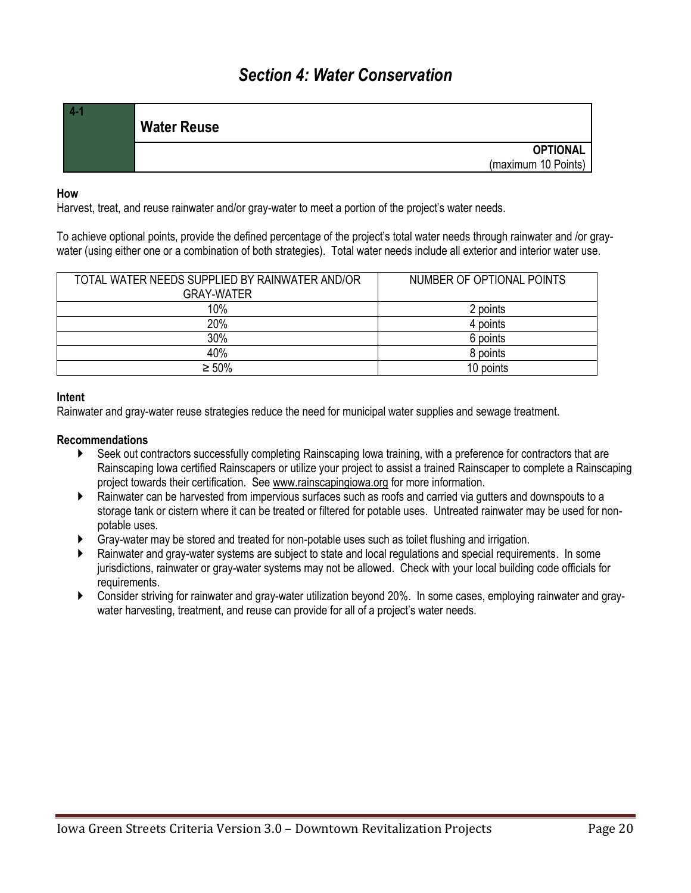# Section 4: Water Conservation

## 4-1 Water Reuse

**OPTIONAL**
(maximum 10 Points)

**How**

Harvest, treat, and reuse rainwater and/or gray-water to meet a portion of the project's water needs.

To achieve optional points, provide the defined percentage of the project's total water needs through rainwater and /or gray-water (using either one or a combination of both strategies). Total water needs include all exterior and interior water use.

| TOTAL WATER NEEDS SUPPLIED BY RAINWATER AND/OR GRAY-WATER | NUMBER OF OPTIONAL POINTS |
| --- | --- |
| 10% | 2 points |
| 20% | 4 points |
| 30% | 6 points |
| 40% | 8 points |
| ≥ 50% | 10 points |

**Intent**

Rainwater and gray-water reuse strategies reduce the need for municipal water supplies and sewage treatment.

**Recommendations**

- Seek out contractors successfully completing Rainscaping Iowa training, with a preference for contractors that are Rainscaping Iowa certified Rainscapers or utilize your project to assist a trained Rainscaper to complete a Rainscaping project towards their certification. See www.rainscapingiowa.org for more information.
- Rainwater can be harvested from impervious surfaces such as roofs and carried via gutters and downspouts to a storage tank or cistern where it can be treated or filtered for potable uses. Untreated rainwater may be used for non-potable uses.
- Gray-water may be stored and treated for non-potable uses such as toilet flushing and irrigation.
- Rainwater and gray-water systems are subject to state and local regulations and special requirements. In some jurisdictions, rainwater or gray-water systems may not be allowed. Check with your local building code officials for requirements.
- Consider striving for rainwater and gray-water utilization beyond 20%. In some cases, employing rainwater and gray-water harvesting, treatment, and reuse can provide for all of a project's water needs.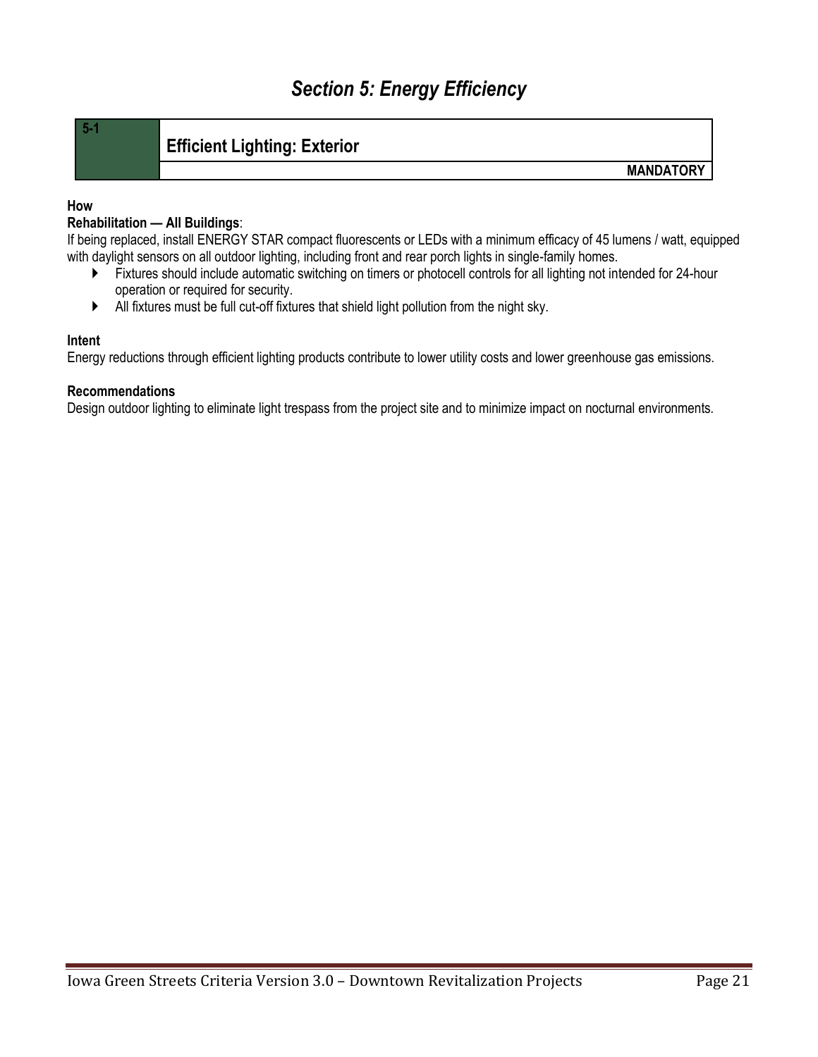# Section 5: Energy Efficiency

| 5-1 | Efficient Lighting: Exterior |
| --- | --- |
| | **MANDATORY** |

**How**

**Rehabilitation — All Buildings**:

If being replaced, install ENERGY STAR compact fluorescents or LEDs with a minimum efficacy of 45 lumens / watt, equipped with daylight sensors on all outdoor lighting, including front and rear porch lights in single-family homes.

- Fixtures should include automatic switching on timers or photocell controls for all lighting not intended for 24-hour operation or required for security.
- All fixtures must be full cut-off fixtures that shield light pollution from the night sky.

**Intent**

Energy reductions through efficient lighting products contribute to lower utility costs and lower greenhouse gas emissions.

**Recommendations**

Design outdoor lighting to eliminate light trespass from the project site and to minimize impact on nocturnal environments.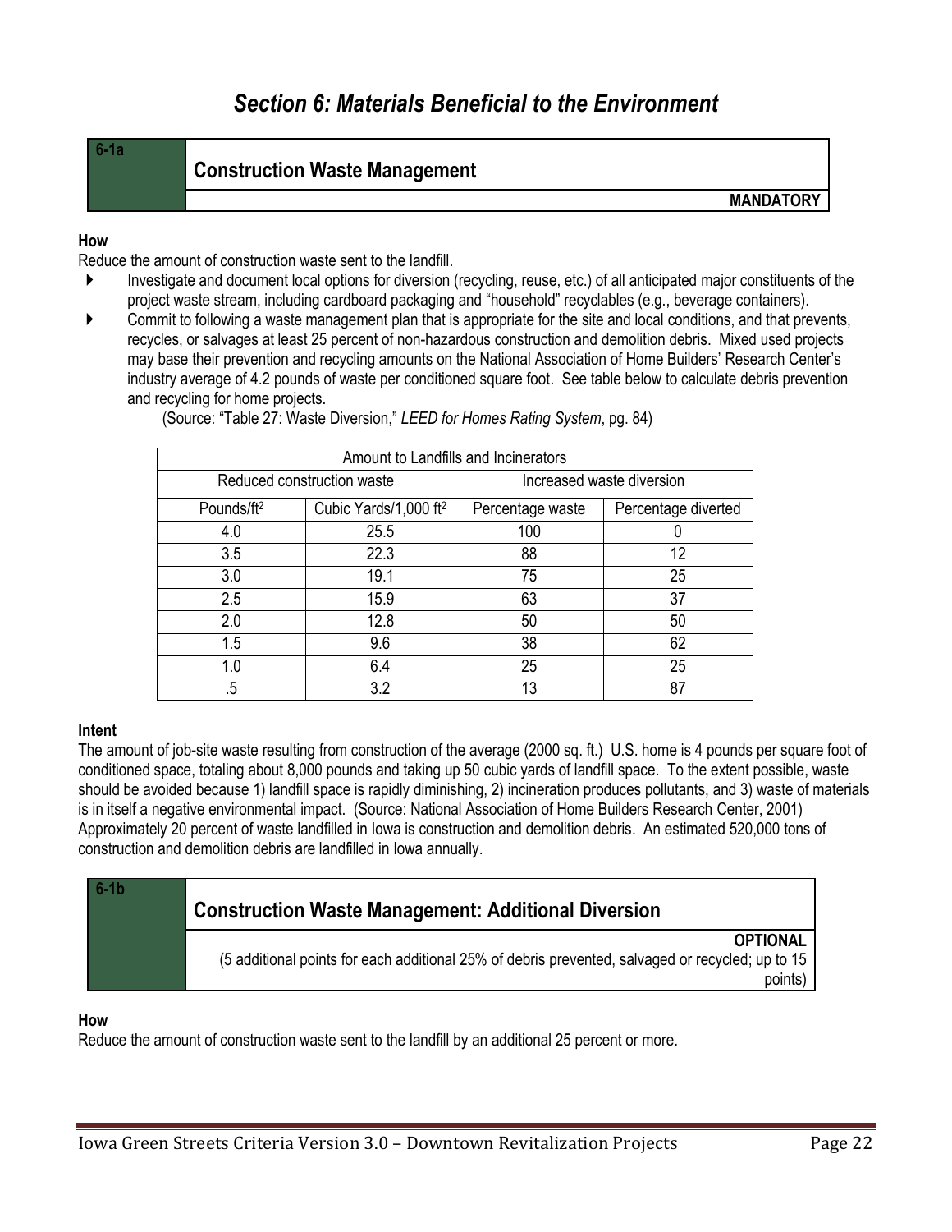# Section 6: Materials Beneficial to the Environment

| 6-1a | Construction Waste Management |
|---|---|
| | **MANDATORY** |

**How**

Reduce the amount of construction waste sent to the landfill.

- Investigate and document local options for diversion (recycling, reuse, etc.) of all anticipated major constituents of the project waste stream, including cardboard packaging and "household" recyclables (e.g., beverage containers).
- Commit to following a waste management plan that is appropriate for the site and local conditions, and that prevents, recycles, or salvages at least 25 percent of non-hazardous construction and demolition debris. Mixed used projects may base their prevention and recycling amounts on the National Association of Home Builders' Research Center's industry average of 4.2 pounds of waste per conditioned square foot. See table below to calculate debris prevention and recycling for home projects.

(Source: "Table 27: Waste Diversion," *LEED for Homes Rating System*, pg. 84)

| Amount to Landfills and Incinerators | | | |
|---|---|---|---|
| Reduced construction waste | | Increased waste diversion | |
| Pounds/ft$^2$ | Cubic Yards/1,000 ft$^2$ | Percentage waste | Percentage diverted |
| 4.0 | 25.5 | 100 | 0 |
| 3.5 | 22.3 | 88 | 12 |
| 3.0 | 19.1 | 75 | 25 |
| 2.5 | 15.9 | 63 | 37 |
| 2.0 | 12.8 | 50 | 50 |
| 1.5 | 9.6 | 38 | 62 |
| 1.0 | 6.4 | 25 | 25 |
| .5 | 3.2 | 13 | 87 |

**Intent**

The amount of job-site waste resulting from construction of the average (2000 sq. ft.) U.S. home is 4 pounds per square foot of conditioned space, totaling about 8,000 pounds and taking up 50 cubic yards of landfill space. To the extent possible, waste should be avoided because 1) landfill space is rapidly diminishing, 2) incineration produces pollutants, and 3) waste of materials is in itself a negative environmental impact. (Source: National Association of Home Builders Research Center, 2001) Approximately 20 percent of waste landfilled in Iowa is construction and demolition debris. An estimated 520,000 tons of construction and demolition debris are landfilled in Iowa annually.

| 6-1b | Construction Waste Management: Additional Diversion |
|---|---|
| | **OPTIONAL** (5 additional points for each additional 25% of debris prevented, salvaged or recycled; up to 15 points) |

**How**

Reduce the amount of construction waste sent to the landfill by an additional 25 percent or more.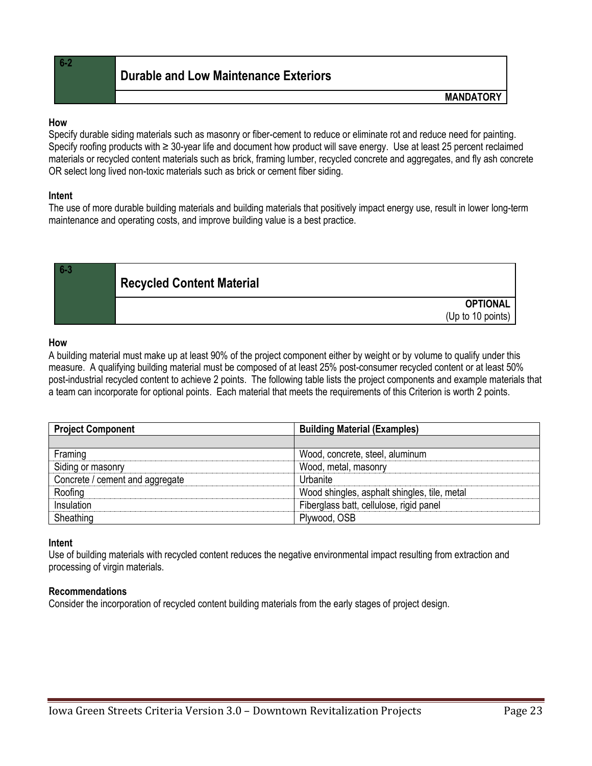## 6-2 Durable and Low Maintenance Exteriors

**MANDATORY**

**How**

Specify durable siding materials such as masonry or fiber-cement to reduce or eliminate rot and reduce need for painting. Specify roofing products with ≥ 30-year life and document how product will save energy. Use at least 25 percent reclaimed materials or recycled content materials such as brick, framing lumber, recycled concrete and aggregates, and fly ash concrete OR select long lived non-toxic materials such as brick or cement fiber siding.

**Intent**

The use of more durable building materials and building materials that positively impact energy use, result in lower long-term maintenance and operating costs, and improve building value is a best practice.

## 6-3 Recycled Content Material

**OPTIONAL**
(Up to 10 points)

**How**

A building material must make up at least 90% of the project component either by weight or by volume to qualify under this measure. A qualifying building material must be composed of at least 25% post-consumer recycled content or at least 50% post-industrial recycled content to achieve 2 points. The following table lists the project components and example materials that a team can incorporate for optional points. Each material that meets the requirements of this Criterion is worth 2 points.

| Project Component | Building Material (Examples) |
|---|---|
| | |
| Framing | Wood, concrete, steel, aluminum |
| Siding or masonry | Wood, metal, masonry |
| Concrete / cement and aggregate | Urbanite |
| Roofing | Wood shingles, asphalt shingles, tile, metal |
| Insulation | Fiberglass batt, cellulose, rigid panel |
| Sheathing | Plywood, OSB |

**Intent**

Use of building materials with recycled content reduces the negative environmental impact resulting from extraction and processing of virgin materials.

**Recommendations**

Consider the incorporation of recycled content building materials from the early stages of project design.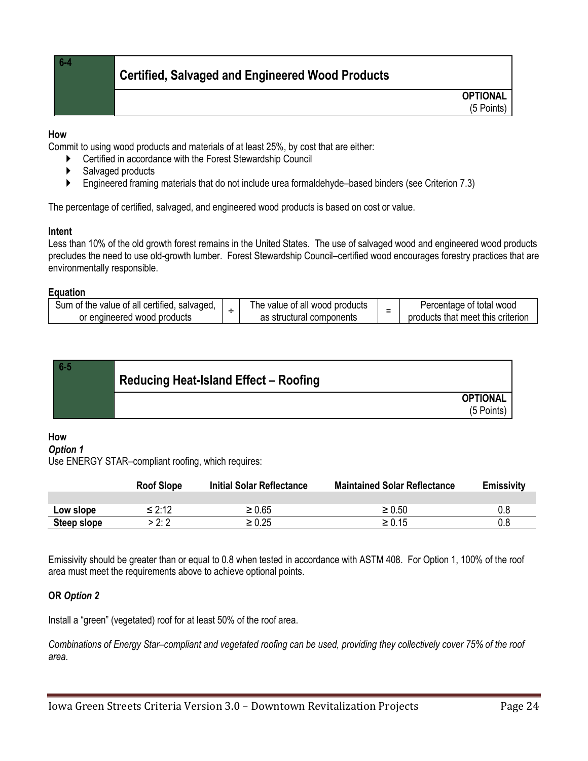## 6-4 Certified, Salvaged and Engineered Wood Products

**OPTIONAL**
(5 Points)

**How**

Commit to using wood products and materials of at least 25%, by cost that are either:

- Certified in accordance with the Forest Stewardship Council
- Salvaged products
- Engineered framing materials that do not include urea formaldehyde–based binders (see Criterion 7.3)

The percentage of certified, salvaged, and engineered wood products is based on cost or value.

**Intent**

Less than 10% of the old growth forest remains in the United States. The use of salvaged wood and engineered wood products precludes the need to use old-growth lumber. Forest Stewardship Council–certified wood encourages forestry practices that are environmentally responsible.

**Equation**

| Sum of the value of all certified, salvaged, or engineered wood products | ÷ | The value of all wood products as structural components | = | Percentage of total wood products that meet this criterion |
|---|---|---|---|---|

## 6-5 Reducing Heat-Island Effect – Roofing

**OPTIONAL**
(5 Points)

**How**

***Option 1***

Use ENERGY STAR–compliant roofing, which requires:

| | Roof Slope | Initial Solar Reflectance | Maintained Solar Reflectance | Emissivity |
|---|---|---|---|---|
| **Low slope** | ≤ 2:12 | ≥ 0.65 | ≥ 0.50 | 0.8 |
| **Steep slope** | > 2: 2 | ≥ 0.25 | ≥ 0.15 | 0.8 |

Emissivity should be greater than or equal to 0.8 when tested in accordance with ASTM 408. For Option 1, 100% of the roof area must meet the requirements above to achieve optional points.

**OR *Option 2***

Install a "green" (vegetated) roof for at least 50% of the roof area.

*Combinations of Energy Star–compliant and vegetated roofing can be used, providing they collectively cover 75% of the roof area.*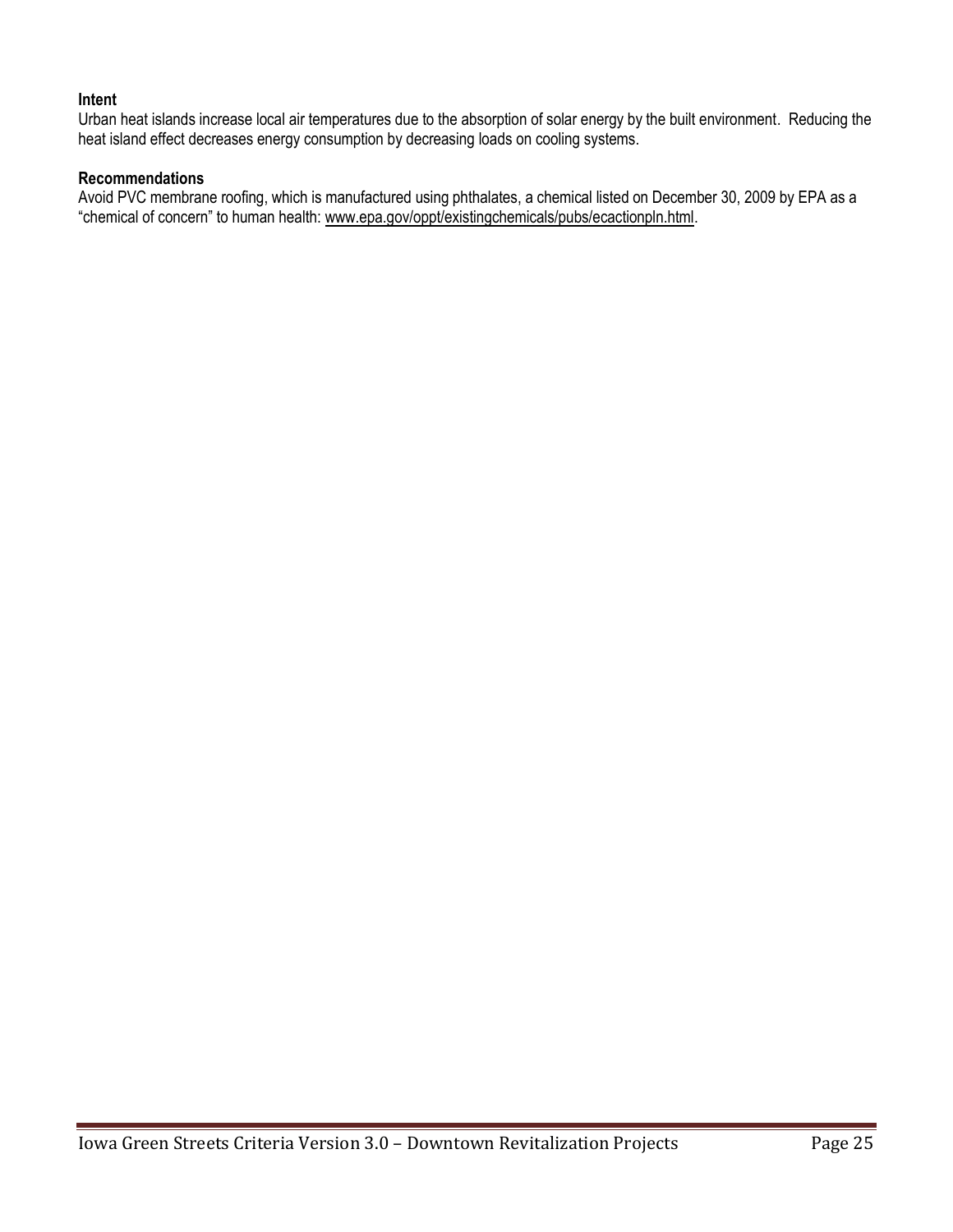**Intent**

Urban heat islands increase local air temperatures due to the absorption of solar energy by the built environment. Reducing the heat island effect decreases energy consumption by decreasing loads on cooling systems.

**Recommendations**

Avoid PVC membrane roofing, which is manufactured using phthalates, a chemical listed on December 30, 2009 by EPA as a "chemical of concern" to human health: www.epa.gov/oppt/existingchemicals/pubs/ecactionpln.html.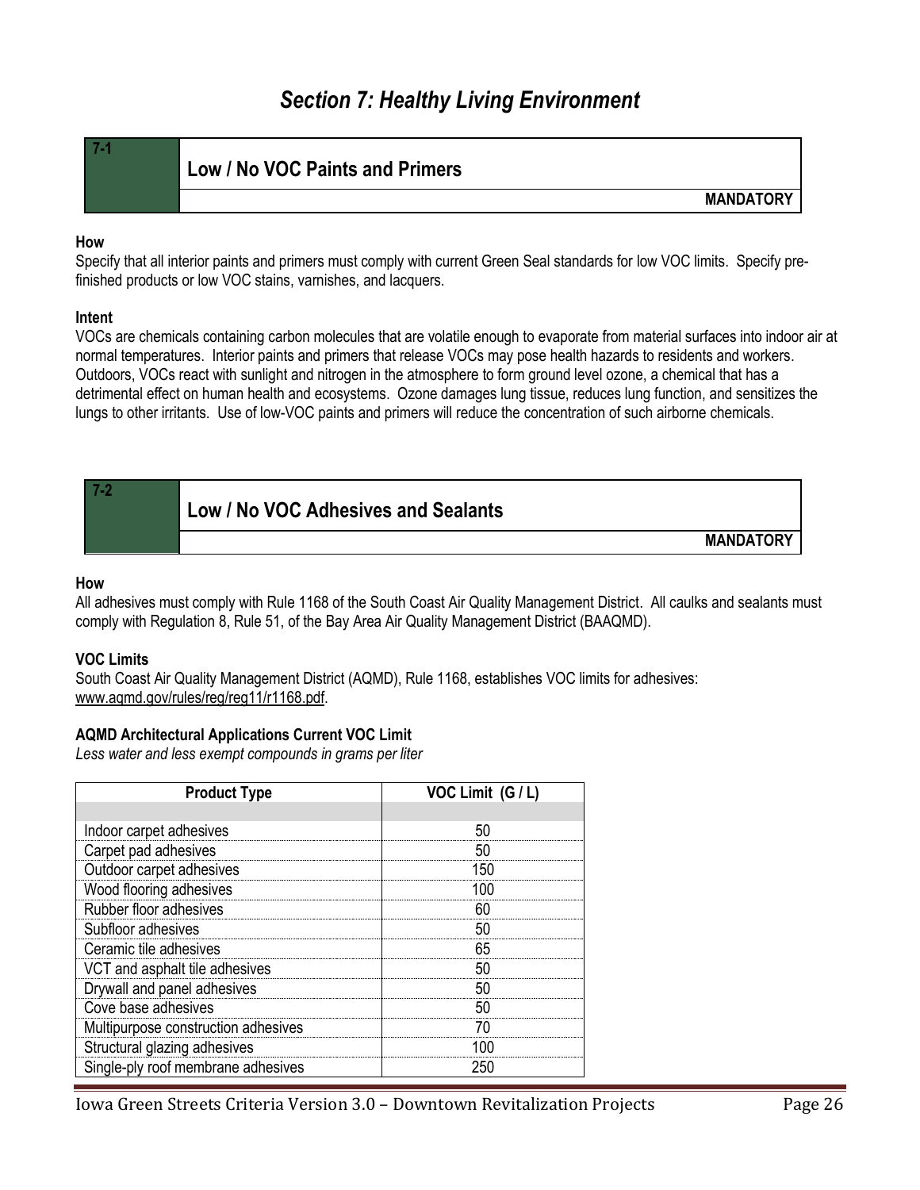# Section 7: Healthy Living Environment

## 7-1 Low / No VOC Paints and Primers

**MANDATORY**

**How**

Specify that all interior paints and primers must comply with current Green Seal standards for low VOC limits. Specify pre-finished products or low VOC stains, varnishes, and lacquers.

**Intent**

VOCs are chemicals containing carbon molecules that are volatile enough to evaporate from material surfaces into indoor air at normal temperatures. Interior paints and primers that release VOCs may pose health hazards to residents and workers. Outdoors, VOCs react with sunlight and nitrogen in the atmosphere to form ground level ozone, a chemical that has a detrimental effect on human health and ecosystems. Ozone damages lung tissue, reduces lung function, and sensitizes the lungs to other irritants. Use of low-VOC paints and primers will reduce the concentration of such airborne chemicals.

## 7-2 Low / No VOC Adhesives and Sealants

**MANDATORY**

**How**

All adhesives must comply with Rule 1168 of the South Coast Air Quality Management District. All caulks and sealants must comply with Regulation 8, Rule 51, of the Bay Area Air Quality Management District (BAAQMD).

**VOC Limits**

South Coast Air Quality Management District (AQMD), Rule 1168, establishes VOC limits for adhesives: www.aqmd.gov/rules/reg/reg11/r1168.pdf.

**AQMD Architectural Applications Current VOC Limit**

*Less water and less exempt compounds in grams per liter*

| Product Type | VOC Limit (G / L) |
|---|---|
| Indoor carpet adhesives | 50 |
| Carpet pad adhesives | 50 |
| Outdoor carpet adhesives | 150 |
| Wood flooring adhesives | 100 |
| Rubber floor adhesives | 60 |
| Subfloor adhesives | 50 |
| Ceramic tile adhesives | 65 |
| VCT and asphalt tile adhesives | 50 |
| Drywall and panel adhesives | 50 |
| Cove base adhesives | 50 |
| Multipurpose construction adhesives | 70 |
| Structural glazing adhesives | 100 |
| Single-ply roof membrane adhesives | 250 |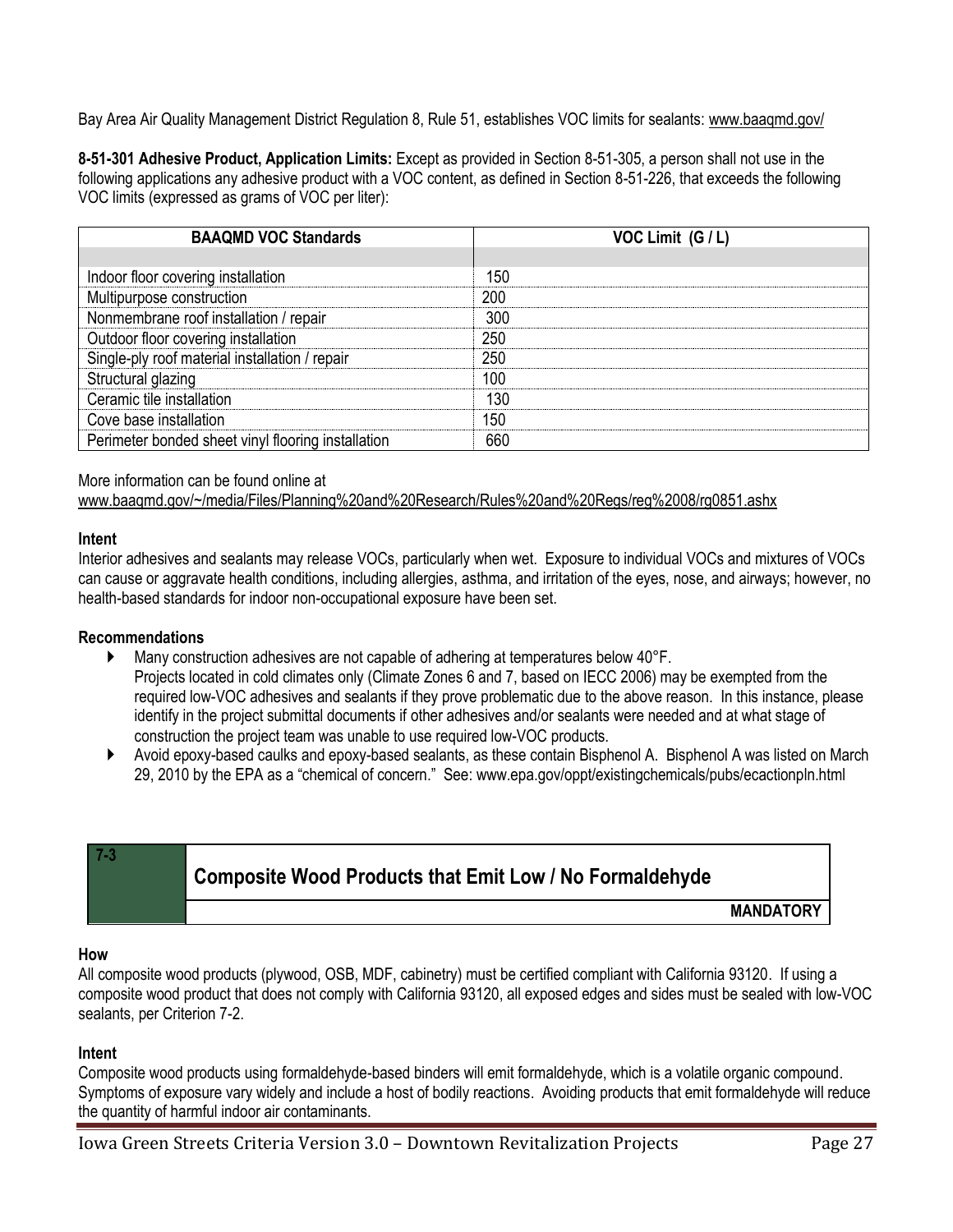Bay Area Air Quality Management District Regulation 8, Rule 51, establishes VOC limits for sealants: www.baaqmd.gov/

**8-51-301 Adhesive Product, Application Limits:** Except as provided in Section 8-51-305, a person shall not use in the following applications any adhesive product with a VOC content, as defined in Section 8-51-226, that exceeds the following VOC limits (expressed as grams of VOC per liter):

| BAAQMD VOC Standards | VOC Limit (G / L) |
|---|---|
| | |
| Indoor floor covering installation | 150 |
| Multipurpose construction | 200 |
| Nonmembrane roof installation / repair | 300 |
| Outdoor floor covering installation | 250 |
| Single-ply roof material installation / repair | 250 |
| Structural glazing | 100 |
| Ceramic tile installation | 130 |
| Cove base installation | 150 |
| Perimeter bonded sheet vinyl flooring installation | 660 |

More information can be found online at
www.baaqmd.gov/~/media/Files/Planning%20and%20Research/Rules%20and%20Regs/reg%2008/rg0851.ashx

**Intent**

Interior adhesives and sealants may release VOCs, particularly when wet. Exposure to individual VOCs and mixtures of VOCs can cause or aggravate health conditions, including allergies, asthma, and irritation of the eyes, nose, and airways; however, no health-based standards for indoor non-occupational exposure have been set.

**Recommendations**

- Many construction adhesives are not capable of adhering at temperatures below 40°F.
  Projects located in cold climates only (Climate Zones 6 and 7, based on IECC 2006) may be exempted from the required low-VOC adhesives and sealants if they prove problematic due to the above reason. In this instance, please identify in the project submittal documents if other adhesives and/or sealants were needed and at what stage of construction the project team was unable to use required low-VOC products.
- Avoid epoxy-based caulks and epoxy-based sealants, as these contain Bisphenol A. Bisphenol A was listed on March 29, 2010 by the EPA as a "chemical of concern." See: www.epa.gov/oppt/existingchemicals/pubs/ecactionpln.html

## 7-3 Composite Wood Products that Emit Low / No Formaldehyde

**MANDATORY**

**How**

All composite wood products (plywood, OSB, MDF, cabinetry) must be certified compliant with California 93120. If using a composite wood product that does not comply with California 93120, all exposed edges and sides must be sealed with low-VOC sealants, per Criterion 7-2.

**Intent**

Composite wood products using formaldehyde-based binders will emit formaldehyde, which is a volatile organic compound. Symptoms of exposure vary widely and include a host of bodily reactions. Avoiding products that emit formaldehyde will reduce the quantity of harmful indoor air contaminants.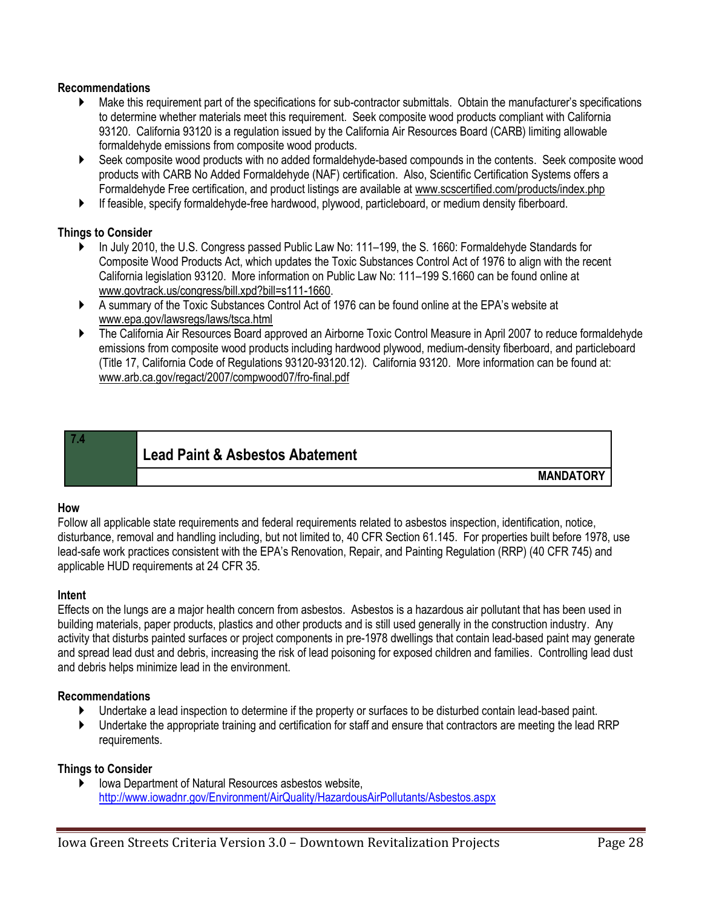**Recommendations**

- Make this requirement part of the specifications for sub-contractor submittals. Obtain the manufacturer's specifications to determine whether materials meet this requirement. Seek composite wood products compliant with California 93120. California 93120 is a regulation issued by the California Air Resources Board (CARB) limiting allowable formaldehyde emissions from composite wood products.
- Seek composite wood products with no added formaldehyde-based compounds in the contents. Seek composite wood products with CARB No Added Formaldehyde (NAF) certification. Also, Scientific Certification Systems offers a Formaldehyde Free certification, and product listings are available at www.scscertified.com/products/index.php
- If feasible, specify formaldehyde-free hardwood, plywood, particleboard, or medium density fiberboard.

**Things to Consider**

- In July 2010, the U.S. Congress passed Public Law No: 111–199, the S. 1660: Formaldehyde Standards for Composite Wood Products Act, which updates the Toxic Substances Control Act of 1976 to align with the recent California legislation 93120. More information on Public Law No: 111–199 S.1660 can be found online at www.govtrack.us/congress/bill.xpd?bill=s111-1660.
- A summary of the Toxic Substances Control Act of 1976 can be found online at the EPA's website at www.epa.gov/lawsregs/laws/tsca.html
- The California Air Resources Board approved an Airborne Toxic Control Measure in April 2007 to reduce formaldehyde emissions from composite wood products including hardwood plywood, medium-density fiberboard, and particleboard (Title 17, California Code of Regulations 93120-93120.12). California 93120. More information can be found at: www.arb.ca.gov/regact/2007/compwood07/fro-final.pdf

## 7.4 Lead Paint & Asbestos Abatement

**MANDATORY**

**How**

Follow all applicable state requirements and federal requirements related to asbestos inspection, identification, notice, disturbance, removal and handling including, but not limited to, 40 CFR Section 61.145. For properties built before 1978, use lead-safe work practices consistent with the EPA's Renovation, Repair, and Painting Regulation (RRP) (40 CFR 745) and applicable HUD requirements at 24 CFR 35.

**Intent**

Effects on the lungs are a major health concern from asbestos. Asbestos is a hazardous air pollutant that has been used in building materials, paper products, plastics and other products and is still used generally in the construction industry. Any activity that disturbs painted surfaces or project components in pre-1978 dwellings that contain lead-based paint may generate and spread lead dust and debris, increasing the risk of lead poisoning for exposed children and families. Controlling lead dust and debris helps minimize lead in the environment.

**Recommendations**

- Undertake a lead inspection to determine if the property or surfaces to be disturbed contain lead-based paint.
- Undertake the appropriate training and certification for staff and ensure that contractors are meeting the lead RRP requirements.

**Things to Consider**

- Iowa Department of Natural Resources asbestos website, http://www.iowadnr.gov/Environment/AirQuality/HazardousAirPollutants/Asbestos.aspx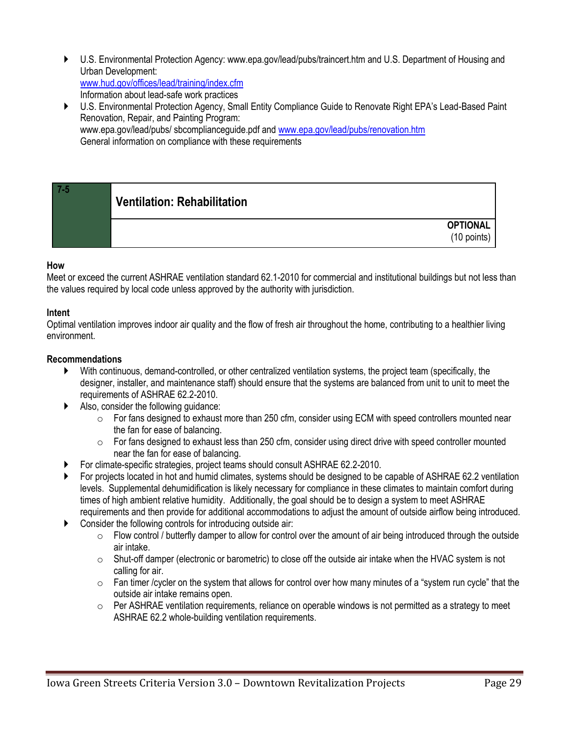- U.S. Environmental Protection Agency: www.epa.gov/lead/pubs/traincert.htm and U.S. Department of Housing and Urban Development:
  www.hud.gov/offices/lead/training/index.cfm
  Information about lead-safe work practices
- U.S. Environmental Protection Agency, Small Entity Compliance Guide to Renovate Right EPA's Lead-Based Paint Renovation, Repair, and Painting Program:
  www.epa.gov/lead/pubs/ sbcomplianceguide.pdf and www.epa.gov/lead/pubs/renovation.htm
  General information on compliance with these requirements

| 7-5 | Ventilation: Rehabilitation |
|---|---|
| | **OPTIONAL** (10 points) |

**How**

Meet or exceed the current ASHRAE ventilation standard 62.1-2010 for commercial and institutional buildings but not less than the values required by local code unless approved by the authority with jurisdiction.

**Intent**

Optimal ventilation improves indoor air quality and the flow of fresh air throughout the home, contributing to a healthier living environment.

**Recommendations**

- With continuous, demand-controlled, or other centralized ventilation systems, the project team (specifically, the designer, installer, and maintenance staff) should ensure that the systems are balanced from unit to unit to meet the requirements of ASHRAE 62.2-2010.
- Also, consider the following guidance:
  - For fans designed to exhaust more than 250 cfm, consider using ECM with speed controllers mounted near the fan for ease of balancing.
  - For fans designed to exhaust less than 250 cfm, consider using direct drive with speed controller mounted near the fan for ease of balancing.
- For climate-specific strategies, project teams should consult ASHRAE 62.2-2010.
- For projects located in hot and humid climates, systems should be designed to be capable of ASHRAE 62.2 ventilation levels. Supplemental dehumidification is likely necessary for compliance in these climates to maintain comfort during times of high ambient relative humidity. Additionally, the goal should be to design a system to meet ASHRAE requirements and then provide for additional accommodations to adjust the amount of outside airflow being introduced.
- Consider the following controls for introducing outside air:
  - Flow control / butterfly damper to allow for control over the amount of air being introduced through the outside air intake.
  - Shut-off damper (electronic or barometric) to close off the outside air intake when the HVAC system is not calling for air.
  - Fan timer /cycler on the system that allows for control over how many minutes of a "system run cycle" that the outside air intake remains open.
  - Per ASHRAE ventilation requirements, reliance on operable windows is not permitted as a strategy to meet ASHRAE 62.2 whole-building ventilation requirements.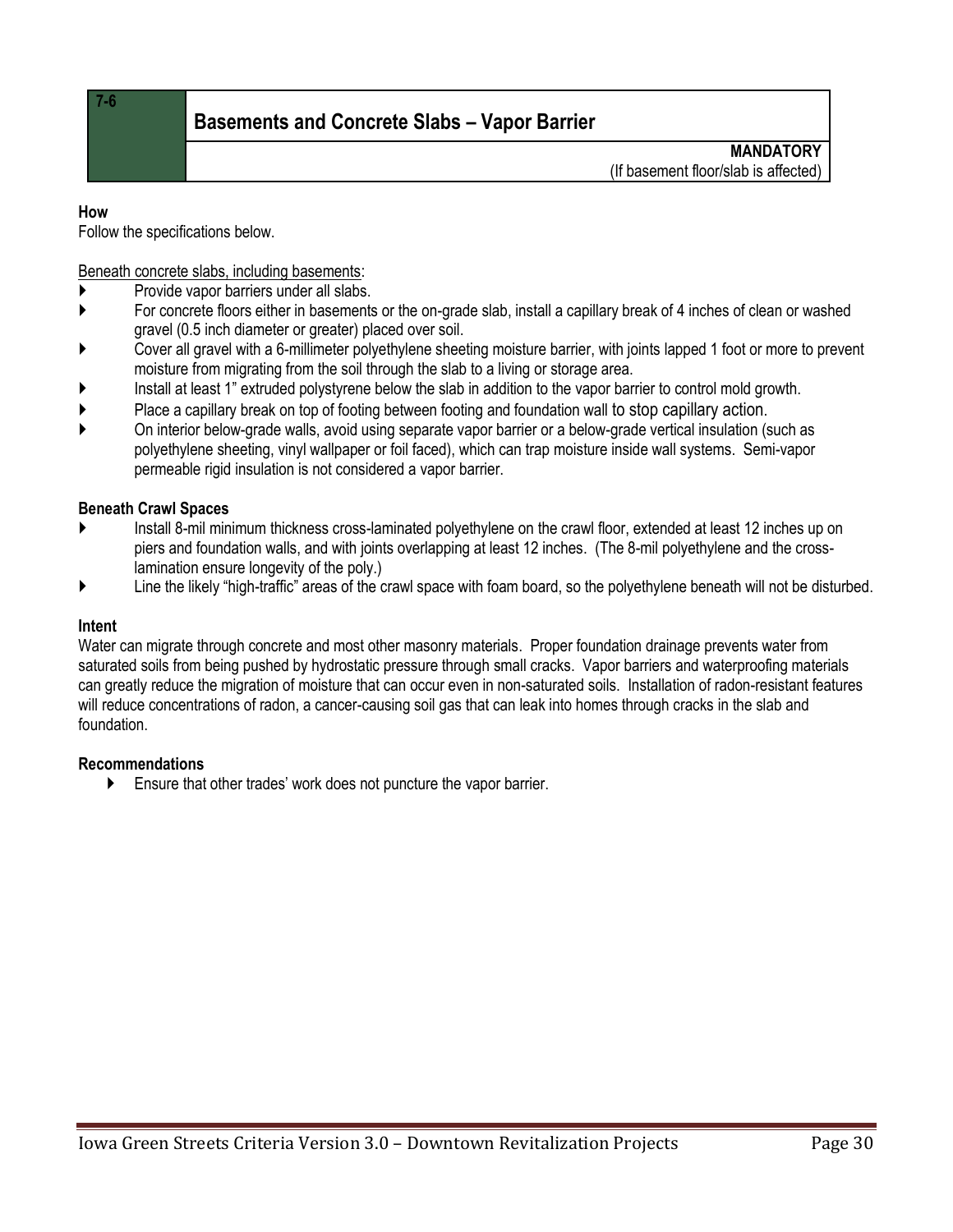| 7-6 | Basements and Concrete Slabs – Vapor Barrier |
|---|---|
| | **MANDATORY** (If basement floor/slab is affected) |

**How**

Follow the specifications below.

Beneath concrete slabs, including basements:

- Provide vapor barriers under all slabs.
- For concrete floors either in basements or the on-grade slab, install a capillary break of 4 inches of clean or washed gravel (0.5 inch diameter or greater) placed over soil.
- Cover all gravel with a 6-millimeter polyethylene sheeting moisture barrier, with joints lapped 1 foot or more to prevent moisture from migrating from the soil through the slab to a living or storage area.
- Install at least 1" extruded polystyrene below the slab in addition to the vapor barrier to control mold growth.
- Place a capillary break on top of footing between footing and foundation wall to stop capillary action.
- On interior below-grade walls, avoid using separate vapor barrier or a below-grade vertical insulation (such as polyethylene sheeting, vinyl wallpaper or foil faced), which can trap moisture inside wall systems. Semi-vapor permeable rigid insulation is not considered a vapor barrier.

**Beneath Crawl Spaces**

- Install 8-mil minimum thickness cross-laminated polyethylene on the crawl floor, extended at least 12 inches up on piers and foundation walls, and with joints overlapping at least 12 inches. (The 8-mil polyethylene and the cross-lamination ensure longevity of the poly.)
- Line the likely "high-traffic" areas of the crawl space with foam board, so the polyethylene beneath will not be disturbed.

**Intent**

Water can migrate through concrete and most other masonry materials. Proper foundation drainage prevents water from saturated soils from being pushed by hydrostatic pressure through small cracks. Vapor barriers and waterproofing materials can greatly reduce the migration of moisture that can occur even in non-saturated soils. Installation of radon-resistant features will reduce concentrations of radon, a cancer-causing soil gas that can leak into homes through cracks in the slab and foundation.

**Recommendations**

- Ensure that other trades' work does not puncture the vapor barrier.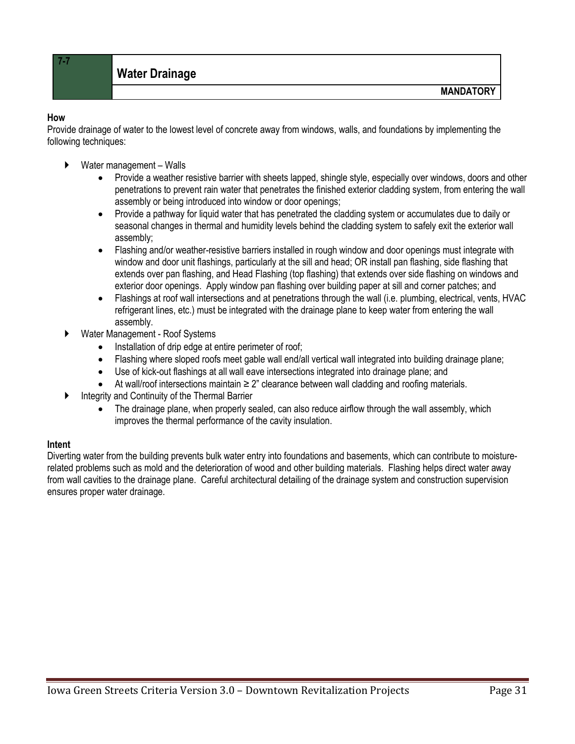## 7-7 Water Drainage

**MANDATORY**

**How**

Provide drainage of water to the lowest level of concrete away from windows, walls, and foundations by implementing the following techniques:

- Water management – Walls
  - Provide a weather resistive barrier with sheets lapped, shingle style, especially over windows, doors and other penetrations to prevent rain water that penetrates the finished exterior cladding system, from entering the wall assembly or being introduced into window or door openings;
  - Provide a pathway for liquid water that has penetrated the cladding system or accumulates due to daily or seasonal changes in thermal and humidity levels behind the cladding system to safely exit the exterior wall assembly;
  - Flashing and/or weather-resistive barriers installed in rough window and door openings must integrate with window and door unit flashings, particularly at the sill and head; OR install pan flashing, side flashing that extends over pan flashing, and Head Flashing (top flashing) that extends over side flashing on windows and exterior door openings. Apply window pan flashing over building paper at sill and corner patches; and
  - Flashings at roof wall intersections and at penetrations through the wall (i.e. plumbing, electrical, vents, HVAC refrigerant lines, etc.) must be integrated with the drainage plane to keep water from entering the wall assembly.
- Water Management - Roof Systems
  - Installation of drip edge at entire perimeter of roof;
  - Flashing where sloped roofs meet gable wall end/all vertical wall integrated into building drainage plane;
  - Use of kick-out flashings at all wall eave intersections integrated into drainage plane; and
  - At wall/roof intersections maintain ≥ 2" clearance between wall cladding and roofing materials.
- Integrity and Continuity of the Thermal Barrier
  - The drainage plane, when properly sealed, can also reduce airflow through the wall assembly, which improves the thermal performance of the cavity insulation.

**Intent**

Diverting water from the building prevents bulk water entry into foundations and basements, which can contribute to moisture-related problems such as mold and the deterioration of wood and other building materials. Flashing helps direct water away from wall cavities to the drainage plane. Careful architectural detailing of the drainage system and construction supervision ensures proper water drainage.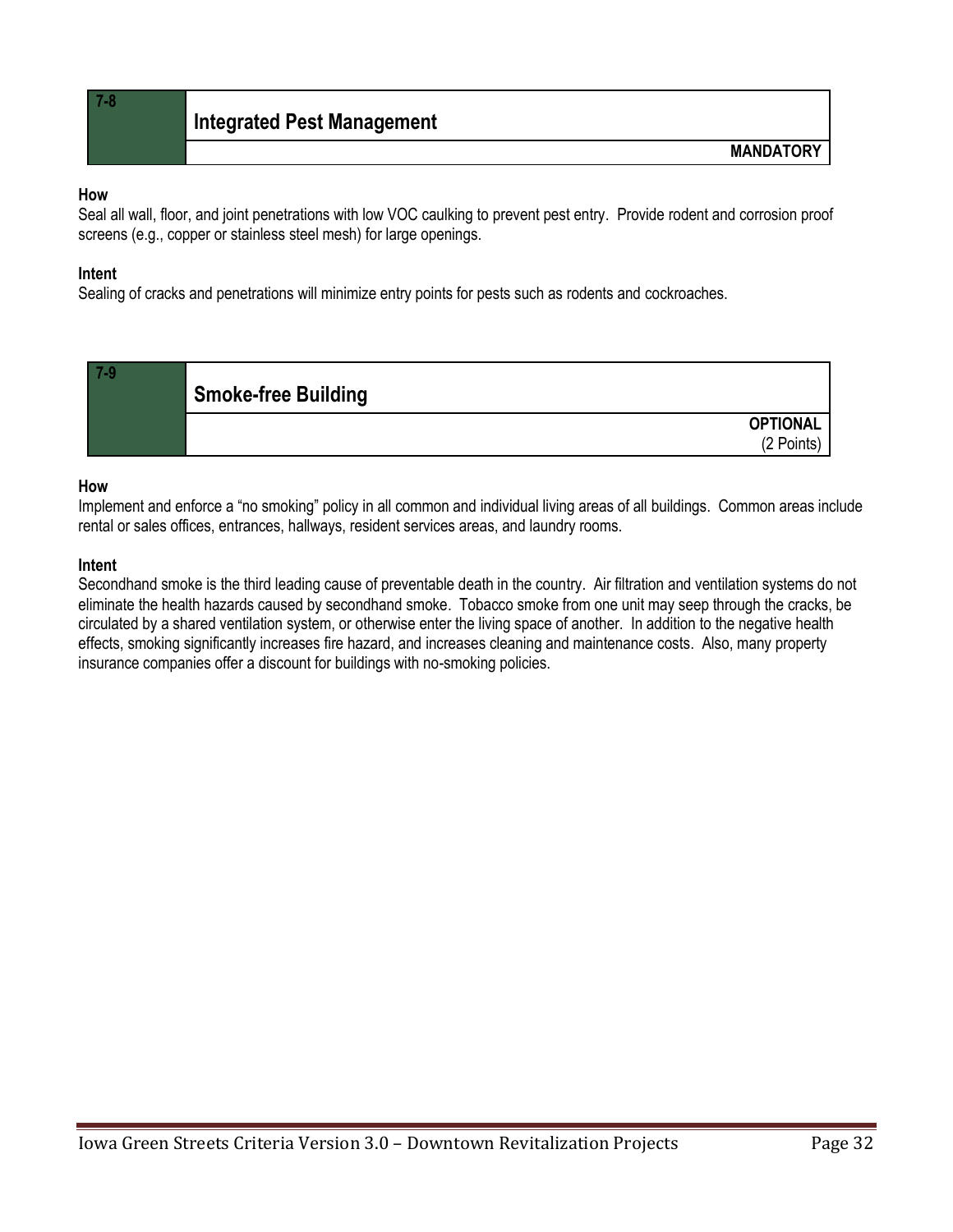## 7-8 Integrated Pest Management

**MANDATORY**

**How**

Seal all wall, floor, and joint penetrations with low VOC caulking to prevent pest entry. Provide rodent and corrosion proof screens (e.g., copper or stainless steel mesh) for large openings.

**Intent**

Sealing of cracks and penetrations will minimize entry points for pests such as rodents and cockroaches.

## 7-9 Smoke-free Building

**OPTIONAL**
(2 Points)

**How**

Implement and enforce a “no smoking” policy in all common and individual living areas of all buildings. Common areas include rental or sales offices, entrances, hallways, resident services areas, and laundry rooms.

**Intent**

Secondhand smoke is the third leading cause of preventable death in the country. Air filtration and ventilation systems do not eliminate the health hazards caused by secondhand smoke. Tobacco smoke from one unit may seep through the cracks, be circulated by a shared ventilation system, or otherwise enter the living space of another. In addition to the negative health effects, smoking significantly increases fire hazard, and increases cleaning and maintenance costs. Also, many property insurance companies offer a discount for buildings with no-smoking policies.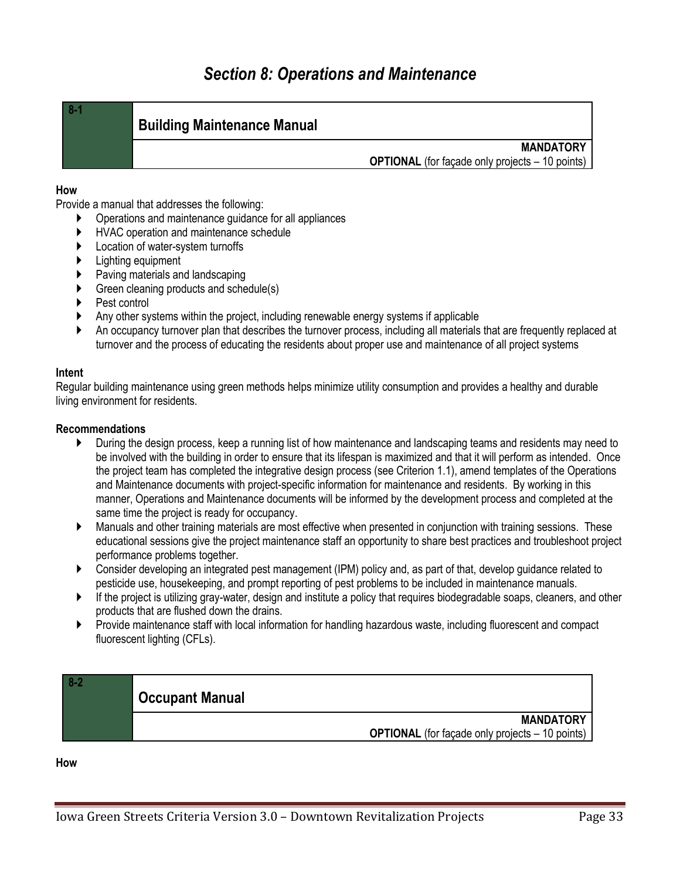# Section 8: Operations and Maintenance

## 8-1 Building Maintenance Manual

**MANDATORY**
**OPTIONAL** (for façade only projects – 10 points)

**How**

Provide a manual that addresses the following:

- Operations and maintenance guidance for all appliances
- HVAC operation and maintenance schedule
- Location of water-system turnoffs
- Lighting equipment
- Paving materials and landscaping
- Green cleaning products and schedule(s)
- Pest control
- Any other systems within the project, including renewable energy systems if applicable
- An occupancy turnover plan that describes the turnover process, including all materials that are frequently replaced at turnover and the process of educating the residents about proper use and maintenance of all project systems

**Intent**

Regular building maintenance using green methods helps minimize utility consumption and provides a healthy and durable living environment for residents.

**Recommendations**

- During the design process, keep a running list of how maintenance and landscaping teams and residents may need to be involved with the building in order to ensure that its lifespan is maximized and that it will perform as intended. Once the project team has completed the integrative design process (see Criterion 1.1), amend templates of the Operations and Maintenance documents with project-specific information for maintenance and residents. By working in this manner, Operations and Maintenance documents will be informed by the development process and completed at the same time the project is ready for occupancy.
- Manuals and other training materials are most effective when presented in conjunction with training sessions. These educational sessions give the project maintenance staff an opportunity to share best practices and troubleshoot project performance problems together.
- Consider developing an integrated pest management (IPM) policy and, as part of that, develop guidance related to pesticide use, housekeeping, and prompt reporting of pest problems to be included in maintenance manuals.
- If the project is utilizing gray-water, design and institute a policy that requires biodegradable soaps, cleaners, and other products that are flushed down the drains.
- Provide maintenance staff with local information for handling hazardous waste, including fluorescent and compact fluorescent lighting (CFLs).

## 8-2 Occupant Manual

**MANDATORY**
**OPTIONAL** (for façade only projects – 10 points)

**How**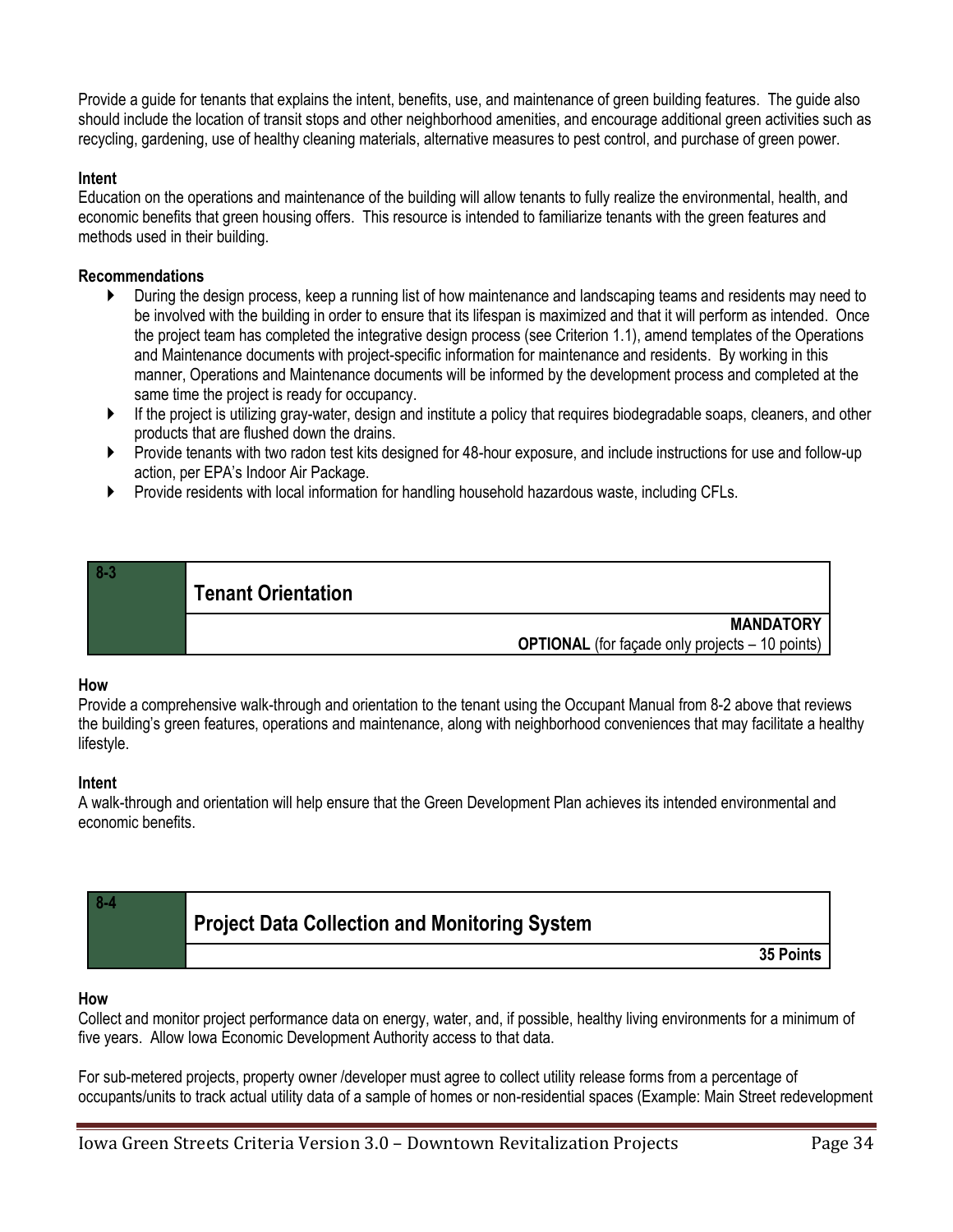Provide a guide for tenants that explains the intent, benefits, use, and maintenance of green building features. The guide also should include the location of transit stops and other neighborhood amenities, and encourage additional green activities such as recycling, gardening, use of healthy cleaning materials, alternative measures to pest control, and purchase of green power.

**Intent**
Education on the operations and maintenance of the building will allow tenants to fully realize the environmental, health, and economic benefits that green housing offers. This resource is intended to familiarize tenants with the green features and methods used in their building.

**Recommendations**

- During the design process, keep a running list of how maintenance and landscaping teams and residents may need to be involved with the building in order to ensure that its lifespan is maximized and that it will perform as intended. Once the project team has completed the integrative design process (see Criterion 1.1), amend templates of the Operations and Maintenance documents with project-specific information for maintenance and residents. By working in this manner, Operations and Maintenance documents will be informed by the development process and completed at the same time the project is ready for occupancy.
- If the project is utilizing gray-water, design and institute a policy that requires biodegradable soaps, cleaners, and other products that are flushed down the drains.
- Provide tenants with two radon test kits designed for 48-hour exposure, and include instructions for use and follow-up action, per EPA's Indoor Air Package.
- Provide residents with local information for handling household hazardous waste, including CFLs.

| 8-3 | **Tenant Orientation** |
|---|---|
| | **MANDATORY**<br>**OPTIONAL** (for façade only projects – 10 points) |

**How**
Provide a comprehensive walk-through and orientation to the tenant using the Occupant Manual from 8-2 above that reviews the building's green features, operations and maintenance, along with neighborhood conveniences that may facilitate a healthy lifestyle.

**Intent**
A walk-through and orientation will help ensure that the Green Development Plan achieves its intended environmental and economic benefits.

| 8-4 | **Project Data Collection and Monitoring System** |
|---|---|
| | **35 Points** |

**How**
Collect and monitor project performance data on energy, water, and, if possible, healthy living environments for a minimum of five years. Allow Iowa Economic Development Authority access to that data.

For sub-metered projects, property owner /developer must agree to collect utility release forms from a percentage of occupants/units to track actual utility data of a sample of homes or non-residential spaces (Example: Main Street redevelopment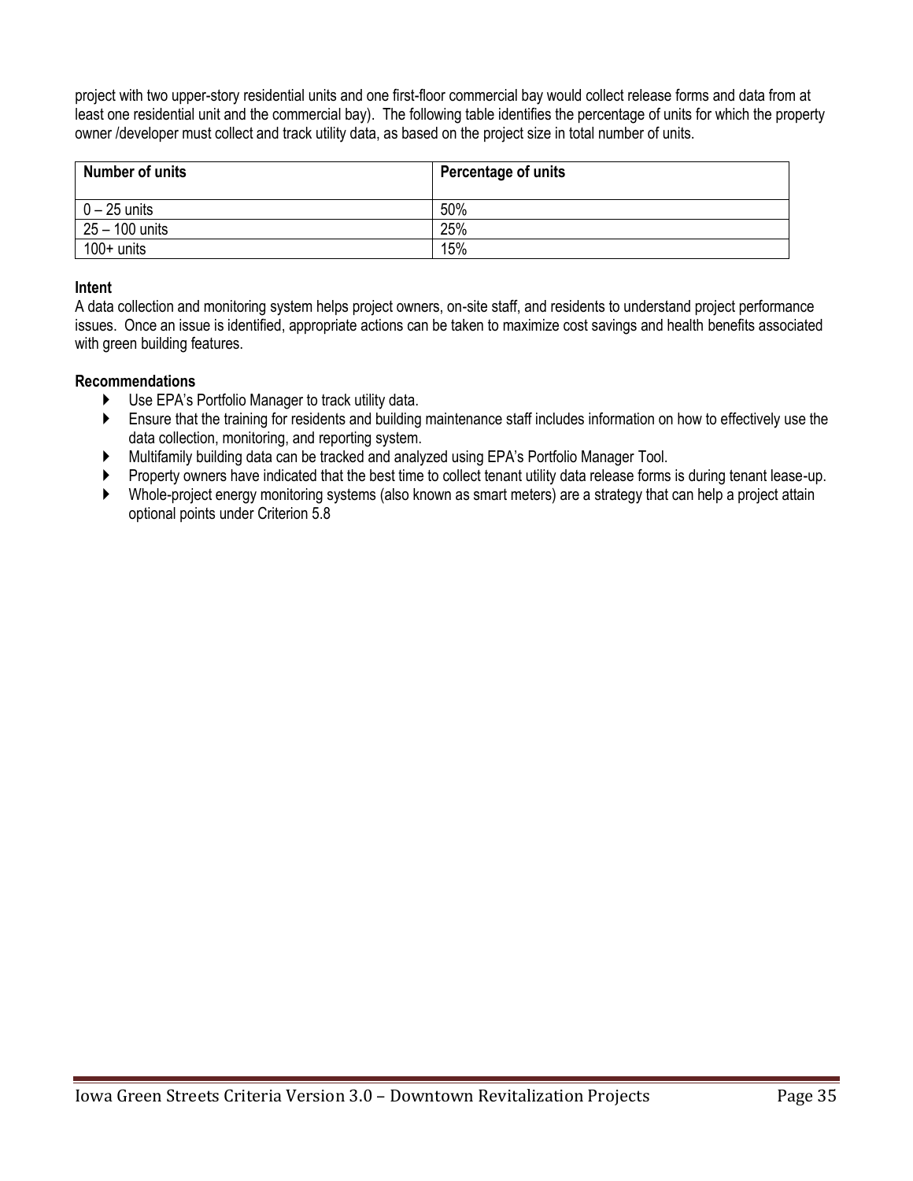project with two upper-story residential units and one first-floor commercial bay would collect release forms and data from at least one residential unit and the commercial bay). The following table identifies the percentage of units for which the property owner /developer must collect and track utility data, as based on the project size in total number of units.

| Number of units | Percentage of units |
|---|---|
| 0 – 25 units | 50% |
| 25 – 100 units | 25% |
| 100+ units | 15% |

**Intent**

A data collection and monitoring system helps project owners, on-site staff, and residents to understand project performance issues. Once an issue is identified, appropriate actions can be taken to maximize cost savings and health benefits associated with green building features.

**Recommendations**

- Use EPA's Portfolio Manager to track utility data.
- Ensure that the training for residents and building maintenance staff includes information on how to effectively use the data collection, monitoring, and reporting system.
- Multifamily building data can be tracked and analyzed using EPA's Portfolio Manager Tool.
- Property owners have indicated that the best time to collect tenant utility data release forms is during tenant lease-up.
- Whole-project energy monitoring systems (also known as smart meters) are a strategy that can help a project attain optional points under Criterion 5.8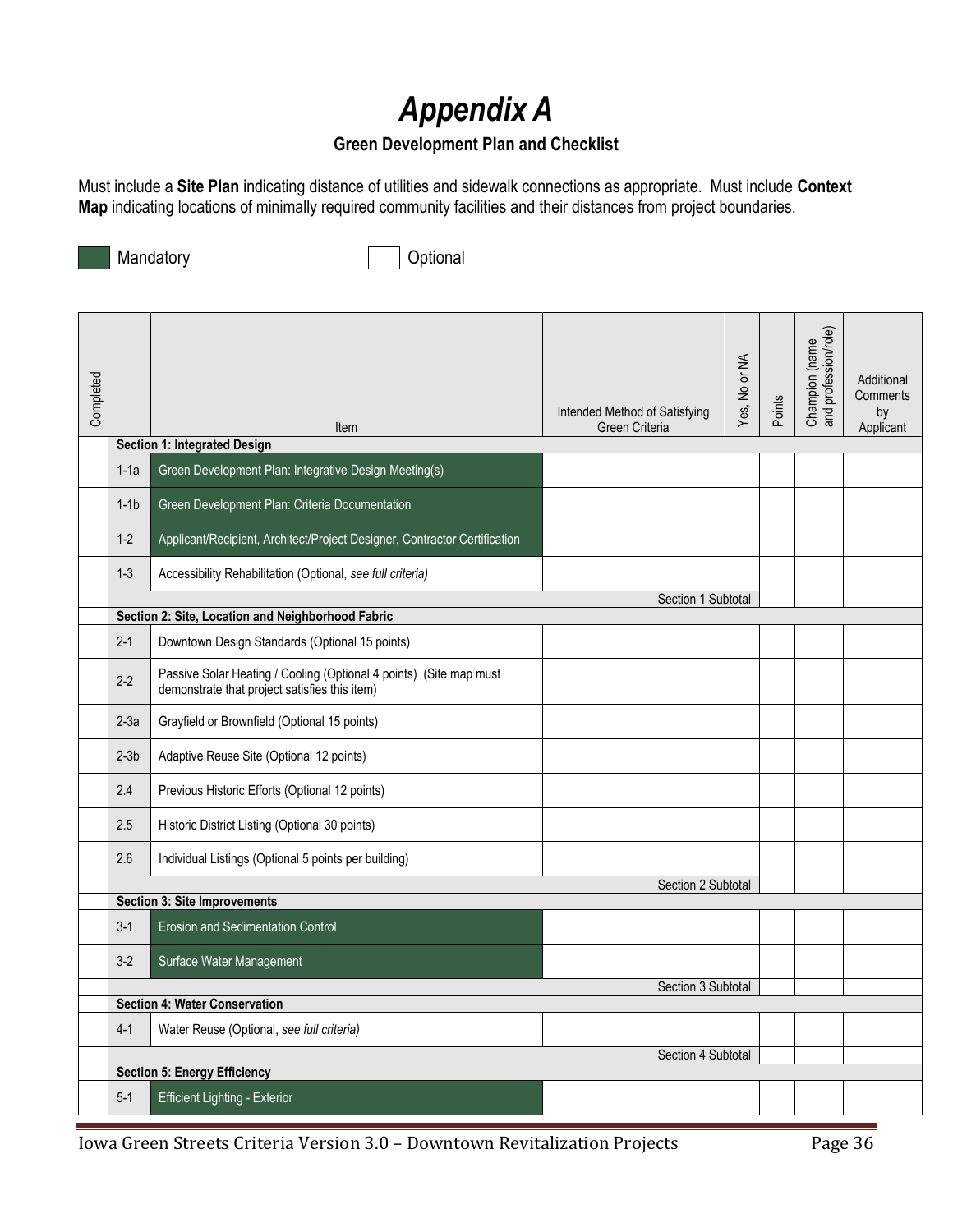# Appendix A

### Green Development Plan and Checklist

Must include a **Site Plan** indicating distance of utilities and sidewalk connections as appropriate. Must include **Context Map** indicating locations of minimally required community facilities and their distances from project boundaries.

Mandatory | Optional

| Completed | | Item | Intended Method of Satisfying Green Criteria | Yes, No or NA | Points | Champion (name and profession/role) | Additional Comments by Applicant |
|---|---|---|---|---|---|---|---|
| | **Section 1: Integrated Design** | | | | | | |
| | 1-1a | Green Development Plan: Integrative Design Meeting(s) | | | | | |
| | 1-1b | Green Development Plan: Criteria Documentation | | | | | |
| | 1-2 | Applicant/Recipient, Architect/Project Designer, Contractor Certification | | | | | |
| | 1-3 | Accessibility Rehabilitation (Optional, *see full criteria)* | | | | | |
| | | | Section 1 Subtotal | | | | |
| | **Section 2: Site, Location and Neighborhood Fabric** | | | | | | |
| | 2-1 | Downtown Design Standards (Optional 15 points) | | | | | |
| | 2-2 | Passive Solar Heating / Cooling (Optional 4 points) (Site map must demonstrate that project satisfies this item) | | | | | |
| | 2-3a | Grayfield or Brownfield (Optional 15 points) | | | | | |
| | 2-3b | Adaptive Reuse Site (Optional 12 points) | | | | | |
| | 2.4 | Previous Historic Efforts (Optional 12 points) | | | | | |
| | 2.5 | Historic District Listing (Optional 30 points) | | | | | |
| | 2.6 | Individual Listings (Optional 5 points per building) | | | | | |
| | | | Section 2 Subtotal | | | | |
| | **Section 3: Site Improvements** | | | | | | |
| | 3-1 | Erosion and Sedimentation Control | | | | | |
| | 3-2 | Surface Water Management | | | | | |
| | | | Section 3 Subtotal | | | | |
| | **Section 4: Water Conservation** | | | | | | |
| | 4-1 | Water Reuse (Optional, *see full criteria)* | | | | | |
| | | | Section 4 Subtotal | | | | |
| | **Section 5: Energy Efficiency** | | | | | | |
| | 5-1 | Efficient Lighting - Exterior | | | | | |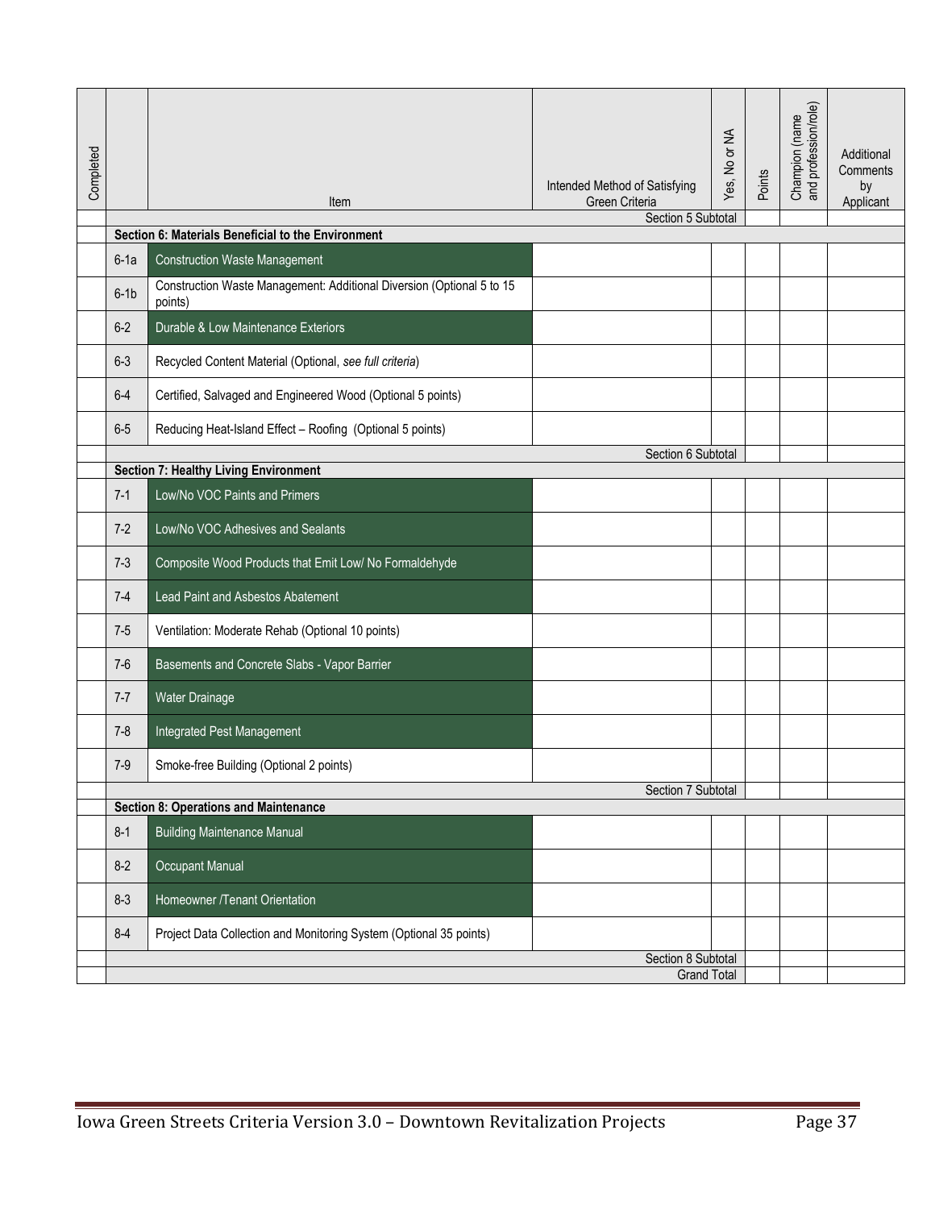| Completed | | Item | Intended Method of Satisfying Green Criteria | Yes, No or NA | Points | Champion (name and profession/role) | Additional Comments by Applicant |
|---|---|---|---|---|---|---|---|
| | | | Section 5 Subtotal | | | | |
| | **Section 6: Materials Beneficial to the Environment** | | | | | | |
| | 6-1a | Construction Waste Management | | | | | |
| | 6-1b | Construction Waste Management: Additional Diversion (Optional 5 to 15 points) | | | | | |
| | 6-2 | Durable & Low Maintenance Exteriors | | | | | |
| | 6-3 | Recycled Content Material (Optional, *see full criteria*) | | | | | |
| | 6-4 | Certified, Salvaged and Engineered Wood (Optional 5 points) | | | | | |
| | 6-5 | Reducing Heat-Island Effect – Roofing (Optional 5 points) | | | | | |
| | | | Section 6 Subtotal | | | | |
| | **Section 7: Healthy Living Environment** | | | | | | |
| | 7-1 | Low/No VOC Paints and Primers | | | | | |
| | 7-2 | Low/No VOC Adhesives and Sealants | | | | | |
| | 7-3 | Composite Wood Products that Emit Low/ No Formaldehyde | | | | | |
| | 7-4 | Lead Paint and Asbestos Abatement | | | | | |
| | 7-5 | Ventilation: Moderate Rehab (Optional 10 points) | | | | | |
| | 7-6 | Basements and Concrete Slabs - Vapor Barrier | | | | | |
| | 7-7 | Water Drainage | | | | | |
| | 7-8 | Integrated Pest Management | | | | | |
| | 7-9 | Smoke-free Building (Optional 2 points) | | | | | |
| | | | Section 7 Subtotal | | | | |
| | **Section 8: Operations and Maintenance** | | | | | | |
| | 8-1 | Building Maintenance Manual | | | | | |
| | 8-2 | Occupant Manual | | | | | |
| | 8-3 | Homeowner /Tenant Orientation | | | | | |
| | 8-4 | Project Data Collection and Monitoring System (Optional 35 points) | | | | | |
| | | | Section 8 Subtotal | | | | |
| | | | Grand Total | | | | |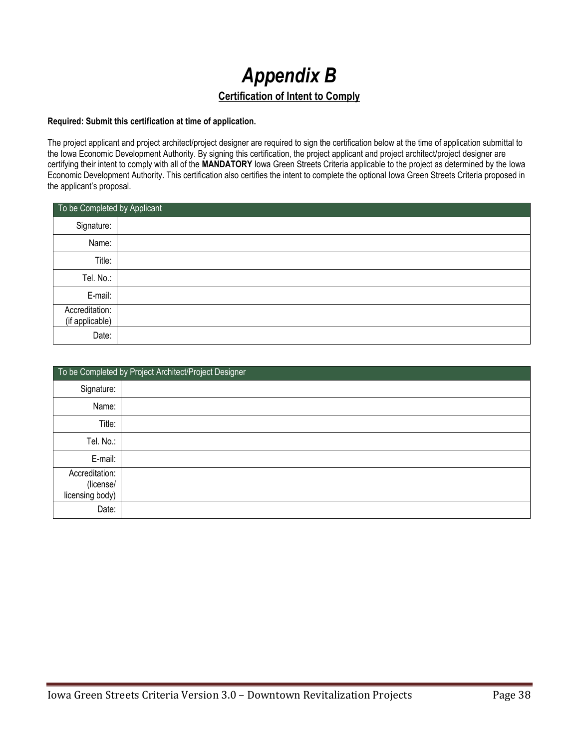# *Appendix B*

## Certification of Intent to Comply

**Required: Submit this certification at time of application.**

The project applicant and project architect/project designer are required to sign the certification below at the time of application submittal to the Iowa Economic Development Authority. By signing this certification, the project applicant and project architect/project designer are certifying their intent to comply with all of the **MANDATORY** Iowa Green Streets Criteria applicable to the project as determined by the Iowa Economic Development Authority. This certification also certifies the intent to complete the optional Iowa Green Streets Criteria proposed in the applicant's proposal.

| To be Completed by Applicant | |
|---|---|
| Signature: | |
| Name: | |
| Title: | |
| Tel. No.: | |
| E-mail: | |
| Accreditation: (if applicable) | |
| Date: | |

| To be Completed by Project Architect/Project Designer | |
|---|---|
| Signature: | |
| Name: | |
| Title: | |
| Tel. No.: | |
| E-mail: | |
| Accreditation: (license/ licensing body) | |
| Date: | |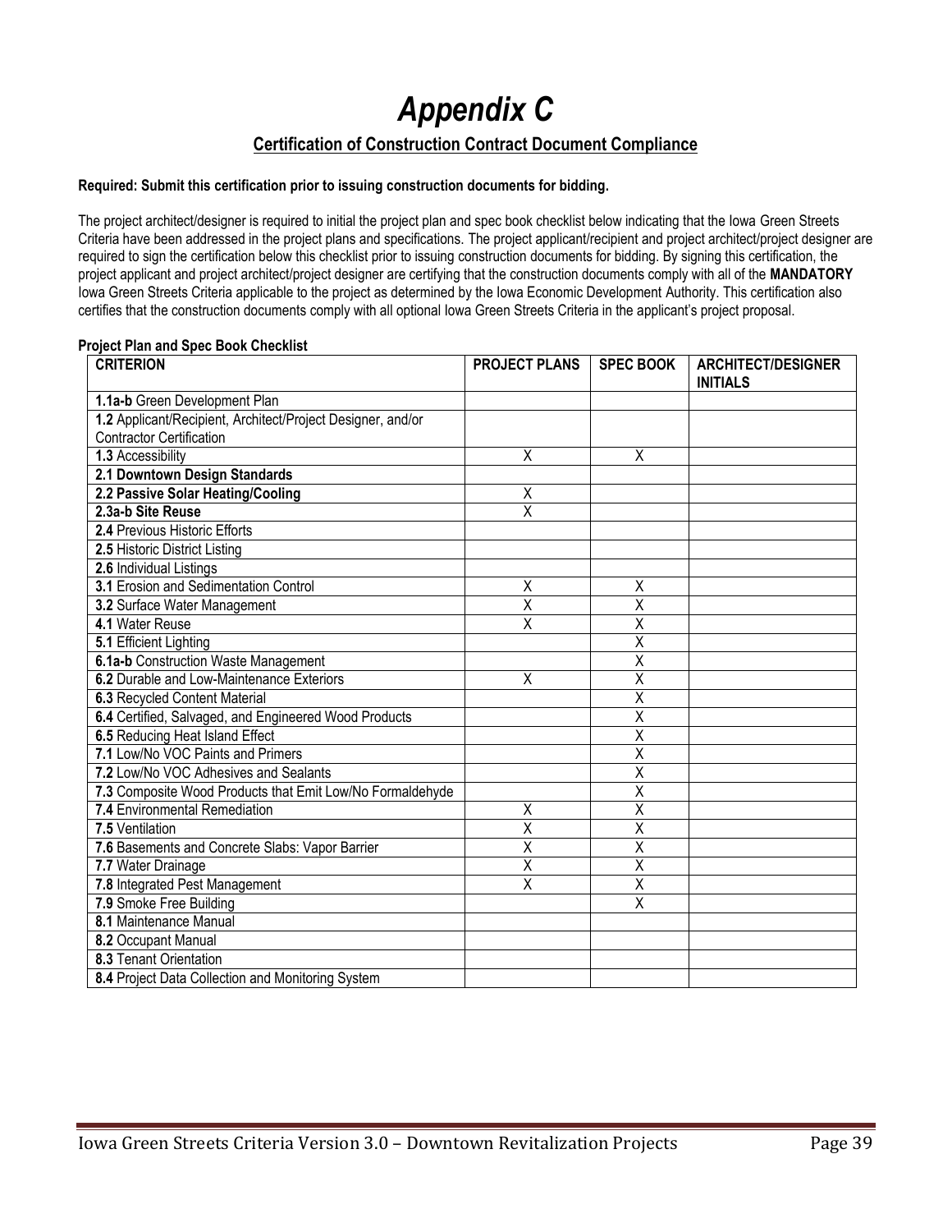# *Appendix C*

## Certification of Construction Contract Document Compliance

**Required: Submit this certification prior to issuing construction documents for bidding.**

The project architect/designer is required to initial the project plan and spec book checklist below indicating that the Iowa Green Streets Criteria have been addressed in the project plans and specifications. The project applicant/recipient and project architect/project designer are required to sign the certification below this checklist prior to issuing construction documents for bidding. By signing this certification, the project applicant and project architect/project designer are certifying that the construction documents comply with all of the **MANDATORY** Iowa Green Streets Criteria applicable to the project as determined by the Iowa Economic Development Authority. This certification also certifies that the construction documents comply with all optional Iowa Green Streets Criteria in the applicant's project proposal.

**Project Plan and Spec Book Checklist**

| CRITERION | PROJECT PLANS | SPEC BOOK | ARCHITECT/DESIGNER INITIALS |
|---|---|---|---|
| **1.1a-b** Green Development Plan | | | |
| **1.2** Applicant/Recipient, Architect/Project Designer, and/or Contractor Certification | | | |
| **1.3** Accessibility | X | X | |
| **2.1 Downtown Design Standards** | | | |
| **2.2 Passive Solar Heating/Cooling** | X | | |
| **2.3a-b Site Reuse** | X | | |
| **2.4** Previous Historic Efforts | | | |
| **2.5** Historic District Listing | | | |
| **2.6** Individual Listings | | | |
| **3.1** Erosion and Sedimentation Control | X | X | |
| **3.2** Surface Water Management | X | X | |
| **4.1** Water Reuse | X | X | |
| **5.1** Efficient Lighting | | X | |
| **6.1a-b** Construction Waste Management | | X | |
| **6.2** Durable and Low-Maintenance Exteriors | X | X | |
| **6.3** Recycled Content Material | | X | |
| **6.4** Certified, Salvaged, and Engineered Wood Products | | X | |
| **6.5** Reducing Heat Island Effect | | X | |
| **7.1** Low/No VOC Paints and Primers | | X | |
| **7.2** Low/No VOC Adhesives and Sealants | | X | |
| **7.3** Composite Wood Products that Emit Low/No Formaldehyde | | X | |
| **7.4** Environmental Remediation | X | X | |
| **7.5** Ventilation | X | X | |
| **7.6** Basements and Concrete Slabs: Vapor Barrier | X | X | |
| **7.7** Water Drainage | X | X | |
| **7.8** Integrated Pest Management | X | X | |
| **7.9** Smoke Free Building | | X | |
| **8.1** Maintenance Manual | | | |
| **8.2** Occupant Manual | | | |
| **8.3** Tenant Orientation | | | |
| **8.4** Project Data Collection and Monitoring System | | | |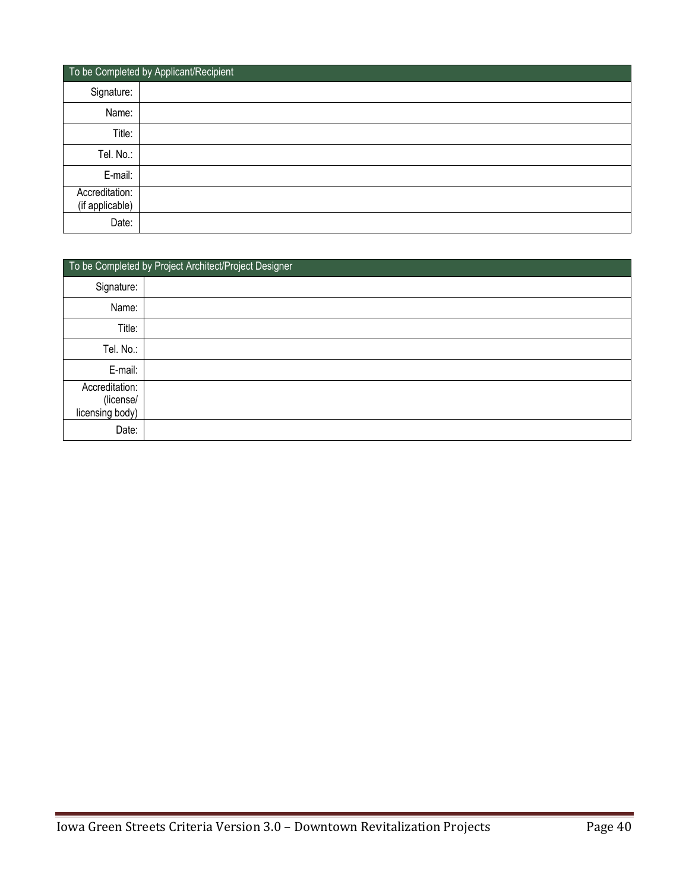| To be Completed by Applicant/Recipient | |
|---|---|
| Signature: | |
| Name: | |
| Title: | |
| Tel. No.: | |
| E-mail: | |
| Accreditation: (if applicable) | |
| Date: | |

| To be Completed by Project Architect/Project Designer | |
|---|---|
| Signature: | |
| Name: | |
| Title: | |
| Tel. No.: | |
| E-mail: | |
| Accreditation: (license/ licensing body) | |
| Date: | |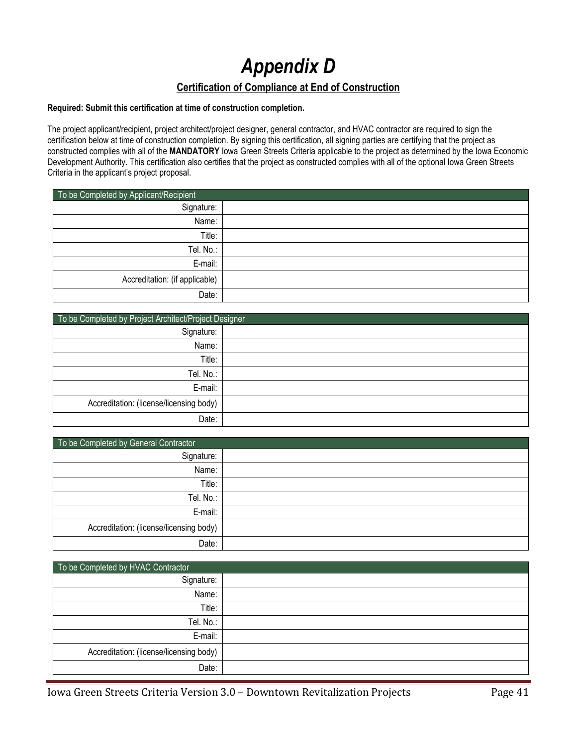# *Appendix D*

## Certification of Compliance at End of Construction

**Required: Submit this certification at time of construction completion.**

The project applicant/recipient, project architect/project designer, general contractor, and HVAC contractor are required to sign the certification below at time of construction completion. By signing this certification, all signing parties are certifying that the project as constructed complies with all of the **MANDATORY** Iowa Green Streets Criteria applicable to the project as determined by the Iowa Economic Development Authority. This certification also certifies that the project as constructed complies with all of the optional Iowa Green Streets Criteria in the applicant's project proposal.

| To be Completed by Applicant/Recipient | |
|---|---|
| Signature: | |
| Name: | |
| Title: | |
| Tel. No.: | |
| E-mail: | |
| Accreditation: (if applicable) | |
| Date: | |

| To be Completed by Project Architect/Project Designer | |
|---|---|
| Signature: | |
| Name: | |
| Title: | |
| Tel. No.: | |
| E-mail: | |
| Accreditation: (license/licensing body) | |
| Date: | |

| To be Completed by General Contractor | |
|---|---|
| Signature: | |
| Name: | |
| Title: | |
| Tel. No.: | |
| E-mail: | |
| Accreditation: (license/licensing body) | |
| Date: | |

| To be Completed by HVAC Contractor | |
|---|---|
| Signature: | |
| Name: | |
| Title: | |
| Tel. No.: | |
| E-mail: | |
| Accreditation: (license/licensing body) | |
| Date: | |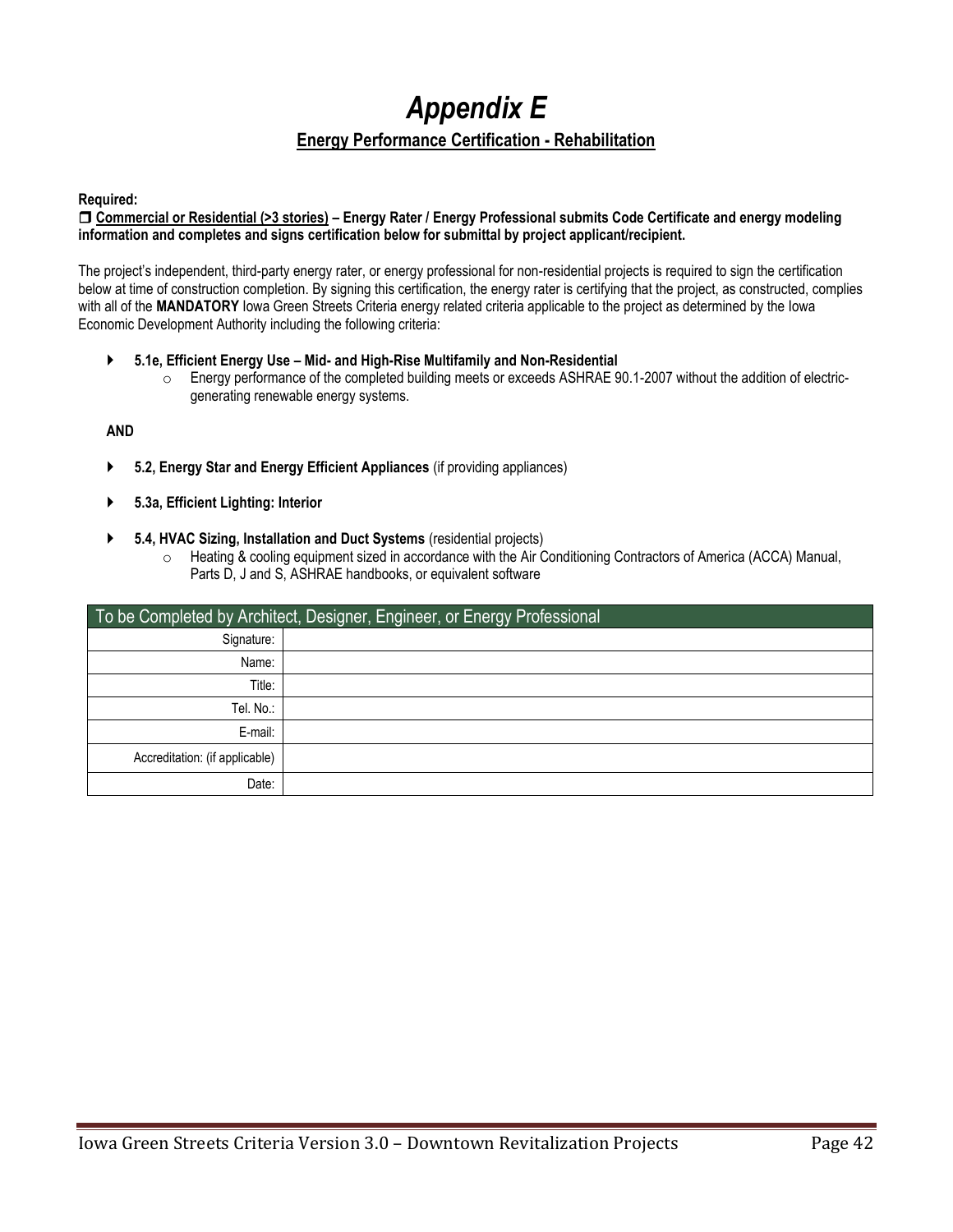# *Appendix E*

## Energy Performance Certification - Rehabilitation

**Required:**

❒ **Commercial or Residential (>3 stories) – Energy Rater / Energy Professional submits Code Certificate and energy modeling information and completes and signs certification below for submittal by project applicant/recipient.**

The project's independent, third-party energy rater, or energy professional for non-residential projects is required to sign the certification below at time of construction completion. By signing this certification, the energy rater is certifying that the project, as constructed, complies with all of the **MANDATORY** Iowa Green Streets Criteria energy related criteria applicable to the project as determined by the Iowa Economic Development Authority including the following criteria:

- **5.1e, Efficient Energy Use – Mid- and High-Rise Multifamily and Non-Residential**
  - Energy performance of the completed building meets or exceeds ASHRAE 90.1-2007 without the addition of electric-generating renewable energy systems.

**AND**

- **5.2, Energy Star and Energy Efficient Appliances** (if providing appliances)
- **5.3a, Efficient Lighting: Interior**
- **5.4, HVAC Sizing, Installation and Duct Systems** (residential projects)
  - Heating & cooling equipment sized in accordance with the Air Conditioning Contractors of America (ACCA) Manual, Parts D, J and S, ASHRAE handbooks, or equivalent software

| To be Completed by Architect, Designer, Engineer, or Energy Professional | |
|---|---|
| Signature: | |
| Name: | |
| Title: | |
| Tel. No.: | |
| E-mail: | |
| Accreditation: (if applicable) | |
| Date: | |